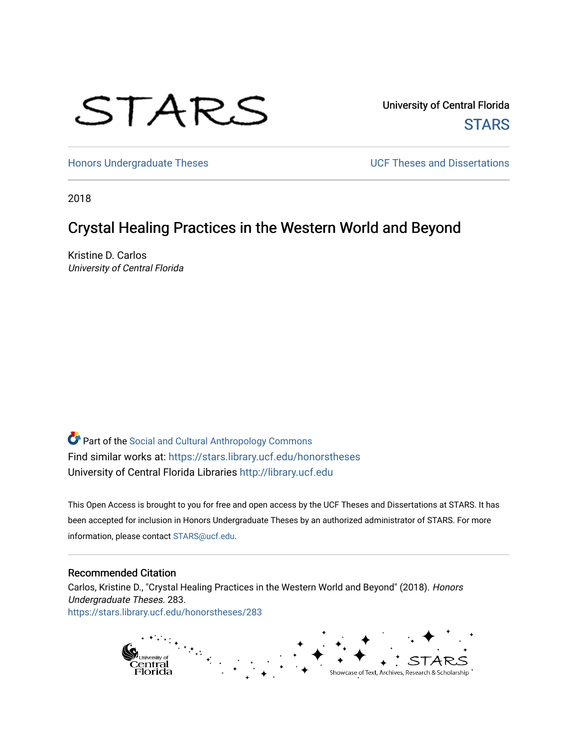STARS

University of Central Florida

STARS

Honors Undergraduate Theses

UCF Theses and Dissertations

2018

# Crystal Healing Practices in the Western World and Beyond

Kristine D. Carlos
*University of Central Florida*

Part of the Social and Cultural Anthropology Commons
Find similar works at: https://stars.library.ucf.edu/honorstheses
University of Central Florida Libraries http://library.ucf.edu

This Open Access is brought to you for free and open access by the UCF Theses and Dissertations at STARS. It has been accepted for inclusion in Honors Undergraduate Theses by an authorized administrator of STARS. For more information, please contact STARS@ucf.edu.

## Recommended Citation

Carlos, Kristine D., "Crystal Healing Practices in the Western World and Beyond" (2018). *Honors Undergraduate Theses*. 283.
https://stars.library.ucf.edu/honorstheses/283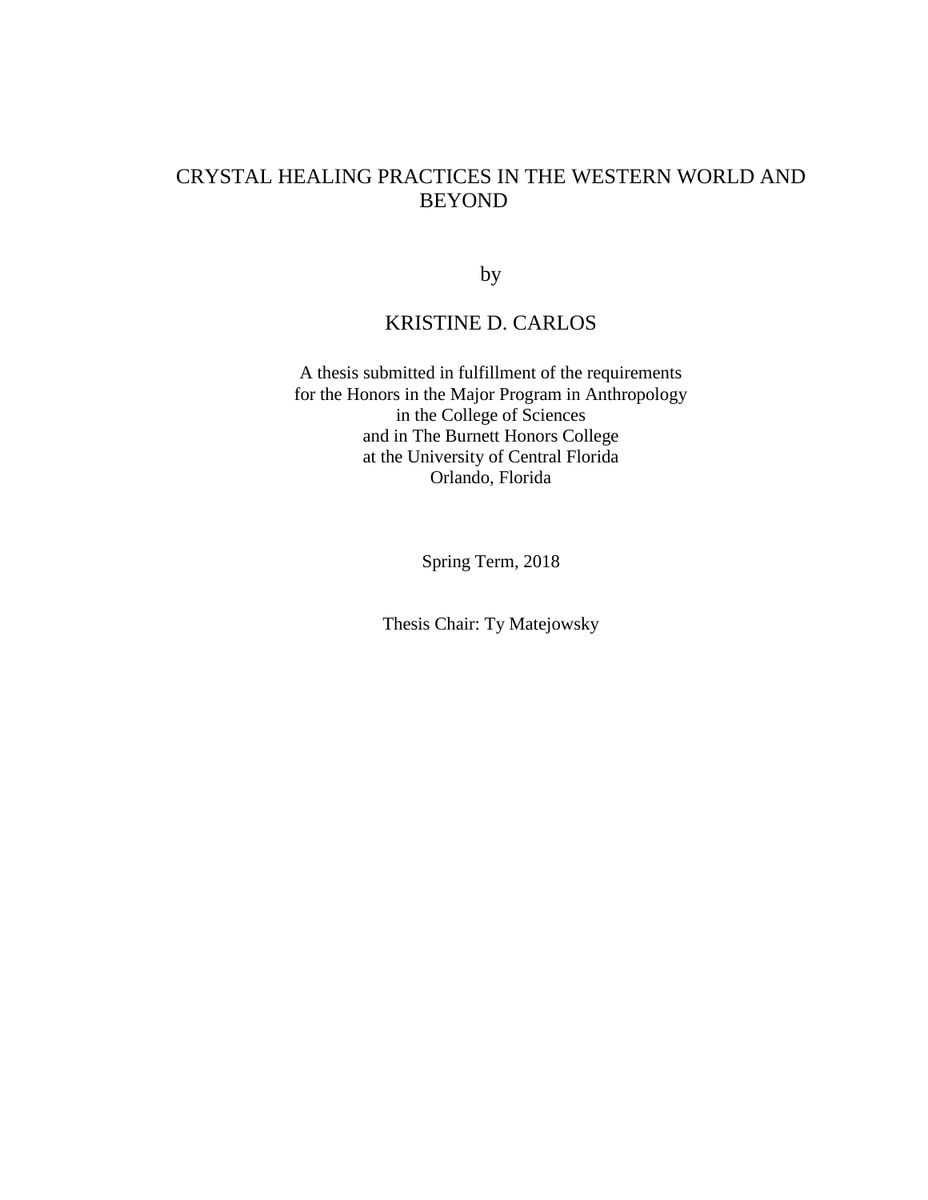# CRYSTAL HEALING PRACTICES IN THE WESTERN WORLD AND BEYOND

by

KRISTINE D. CARLOS

A thesis submitted in fulfillment of the requirements
for the Honors in the Major Program in Anthropology
in the College of Sciences
and in The Burnett Honors College
at the University of Central Florida
Orlando, Florida

Spring Term, 2018

Thesis Chair: Ty Matejowsky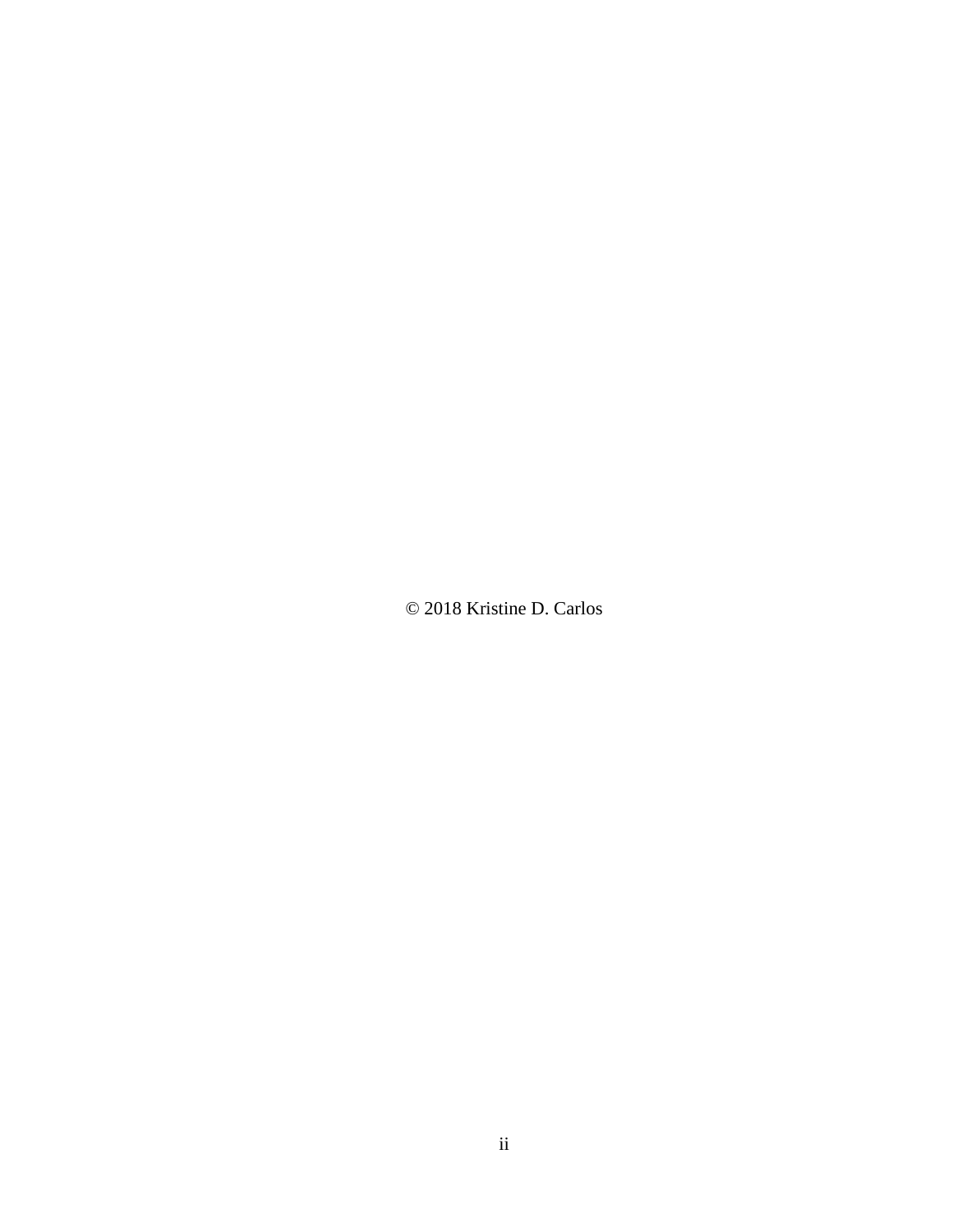© 2018 Kristine D. Carlos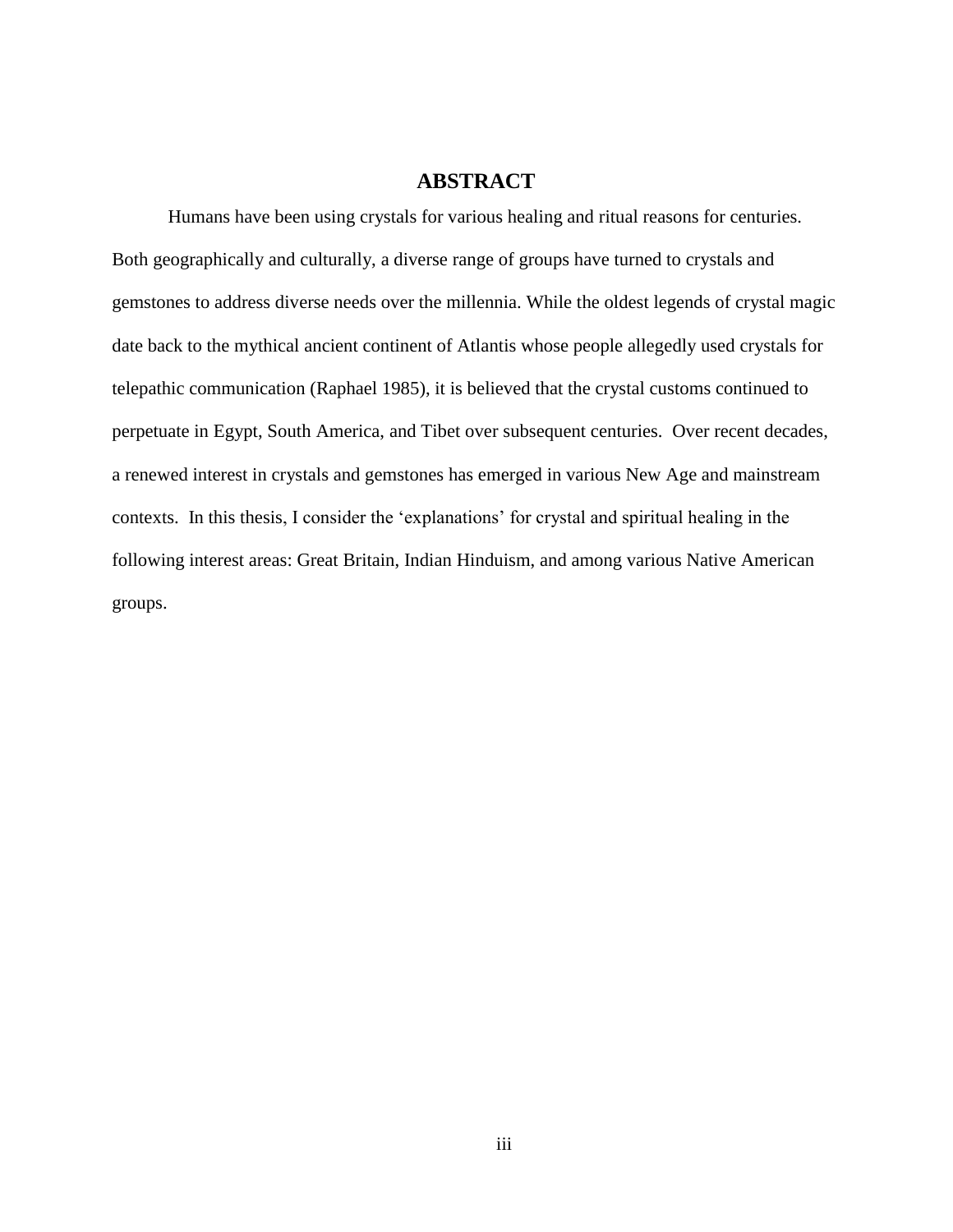## ABSTRACT

Humans have been using crystals for various healing and ritual reasons for centuries. Both geographically and culturally, a diverse range of groups have turned to crystals and gemstones to address diverse needs over the millennia. While the oldest legends of crystal magic date back to the mythical ancient continent of Atlantis whose people allegedly used crystals for telepathic communication (Raphael 1985), it is believed that the crystal customs continued to perpetuate in Egypt, South America, and Tibet over subsequent centuries. Over recent decades, a renewed interest in crystals and gemstones has emerged in various New Age and mainstream contexts. In this thesis, I consider the 'explanations' for crystal and spiritual healing in the following interest areas: Great Britain, Indian Hinduism, and among various Native American groups.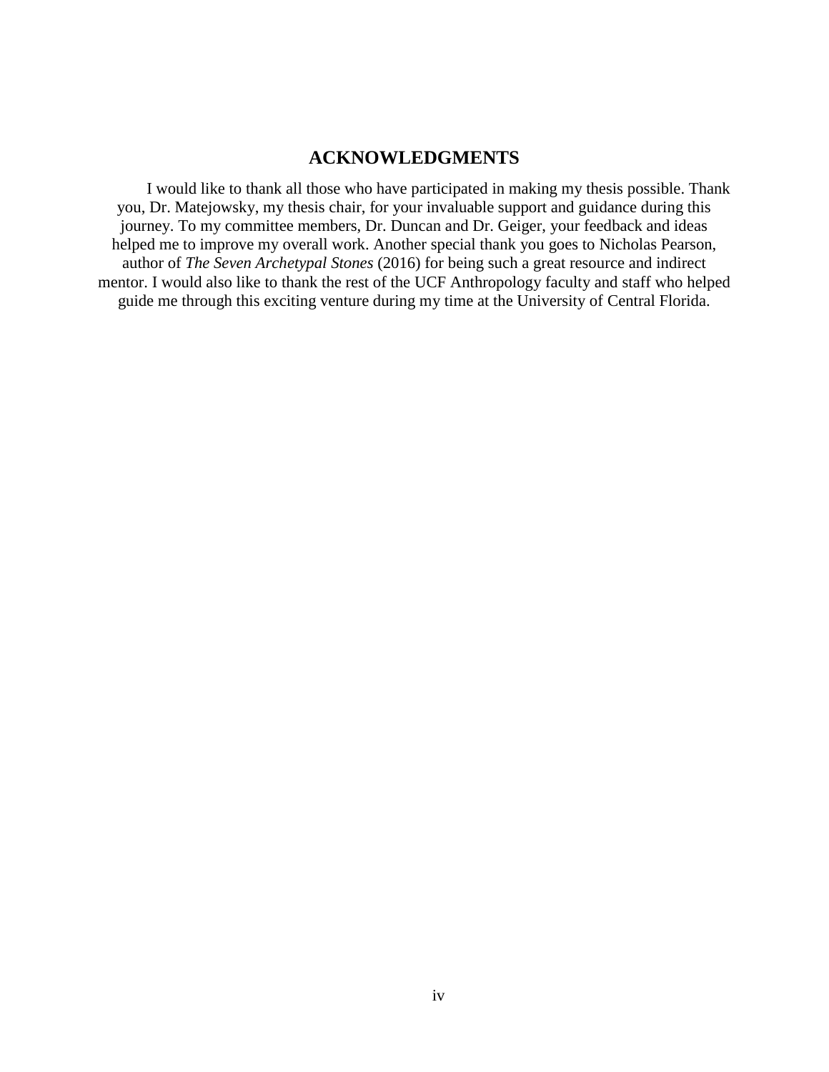# ACKNOWLEDGMENTS

I would like to thank all those who have participated in making my thesis possible. Thank you, Dr. Matejowsky, my thesis chair, for your invaluable support and guidance during this journey. To my committee members, Dr. Duncan and Dr. Geiger, your feedback and ideas helped me to improve my overall work. Another special thank you goes to Nicholas Pearson, author of *The Seven Archetypal Stones* (2016) for being such a great resource and indirect mentor. I would also like to thank the rest of the UCF Anthropology faculty and staff who helped guide me through this exciting venture during my time at the University of Central Florida.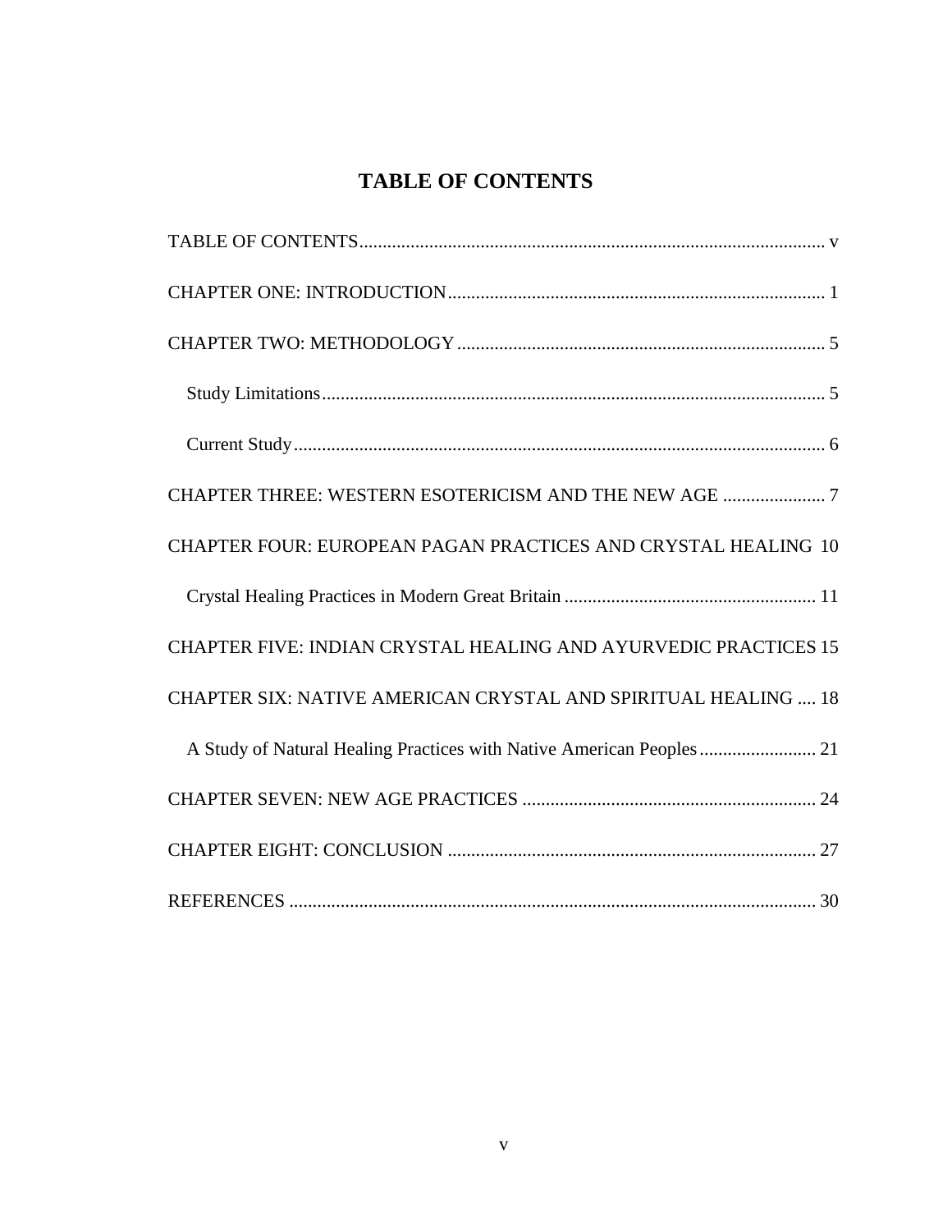# TABLE OF CONTENTS

TABLE OF CONTENTS .......... v

CHAPTER ONE: INTRODUCTION .......... 1

CHAPTER TWO: METHODOLOGY .......... 5

- Study Limitations .......... 5
- Current Study .......... 6

CHAPTER THREE: WESTERN ESOTERICISM AND THE NEW AGE .......... 7

CHAPTER FOUR: EUROPEAN PAGAN PRACTICES AND CRYSTAL HEALING 10

- Crystal Healing Practices in Modern Great Britain .......... 11

CHAPTER FIVE: INDIAN CRYSTAL HEALING AND AYURVEDIC PRACTICES 15

CHAPTER SIX: NATIVE AMERICAN CRYSTAL AND SPIRITUAL HEALING .... 18

- A Study of Natural Healing Practices with Native American Peoples .......... 21

CHAPTER SEVEN: NEW AGE PRACTICES .......... 24

CHAPTER EIGHT: CONCLUSION .......... 27

REFERENCES .......... 30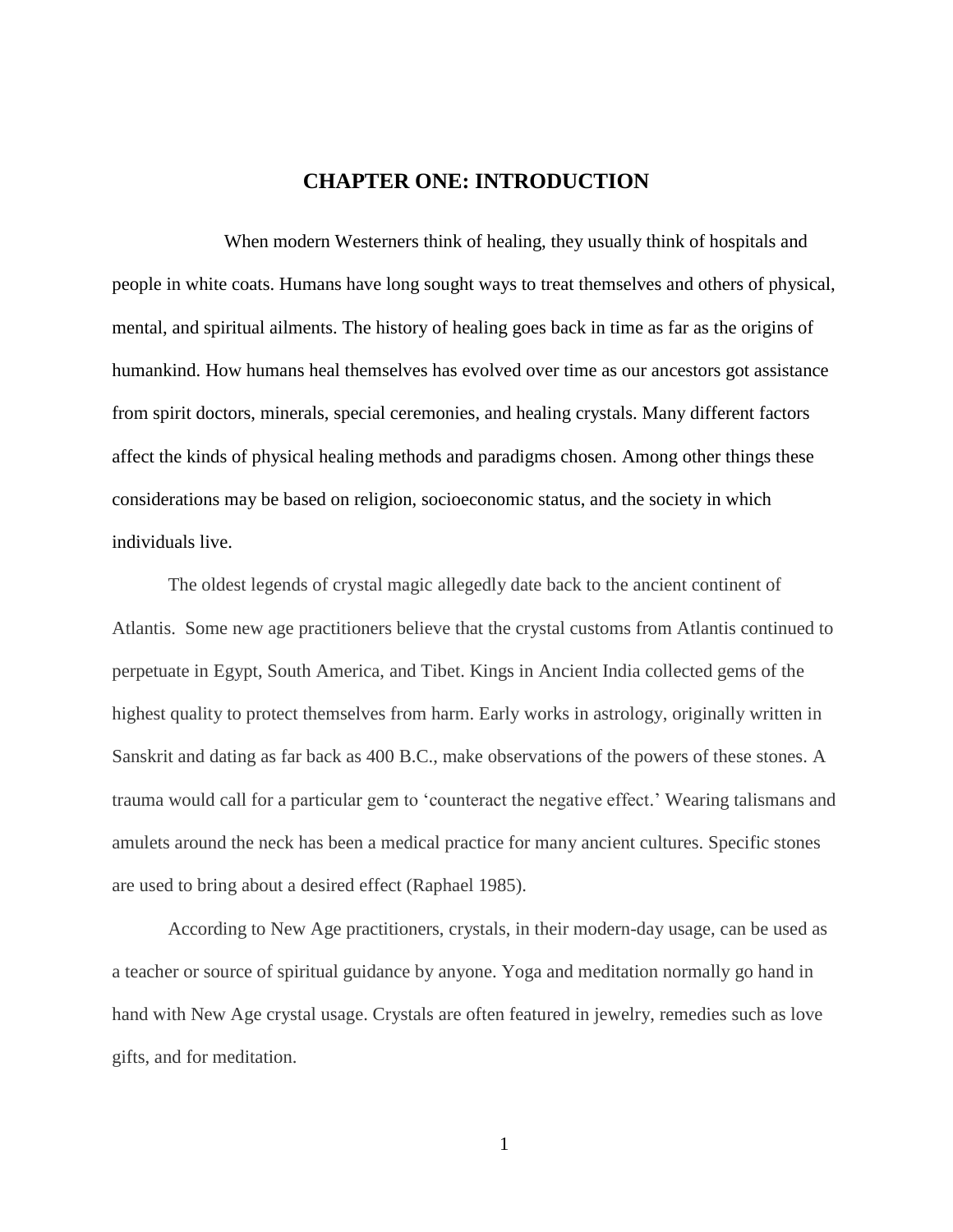# CHAPTER ONE: INTRODUCTION

When modern Westerners think of healing, they usually think of hospitals and people in white coats. Humans have long sought ways to treat themselves and others of physical, mental, and spiritual ailments. The history of healing goes back in time as far as the origins of humankind. How humans heal themselves has evolved over time as our ancestors got assistance from spirit doctors, minerals, special ceremonies, and healing crystals. Many different factors affect the kinds of physical healing methods and paradigms chosen. Among other things these considerations may be based on religion, socioeconomic status, and the society in which individuals live.

The oldest legends of crystal magic allegedly date back to the ancient continent of Atlantis. Some new age practitioners believe that the crystal customs from Atlantis continued to perpetuate in Egypt, South America, and Tibet. Kings in Ancient India collected gems of the highest quality to protect themselves from harm. Early works in astrology, originally written in Sanskrit and dating as far back as 400 B.C., make observations of the powers of these stones. A trauma would call for a particular gem to 'counteract the negative effect.' Wearing talismans and amulets around the neck has been a medical practice for many ancient cultures. Specific stones are used to bring about a desired effect (Raphael 1985).

According to New Age practitioners, crystals, in their modern-day usage, can be used as a teacher or source of spiritual guidance by anyone. Yoga and meditation normally go hand in hand with New Age crystal usage. Crystals are often featured in jewelry, remedies such as love gifts, and for meditation.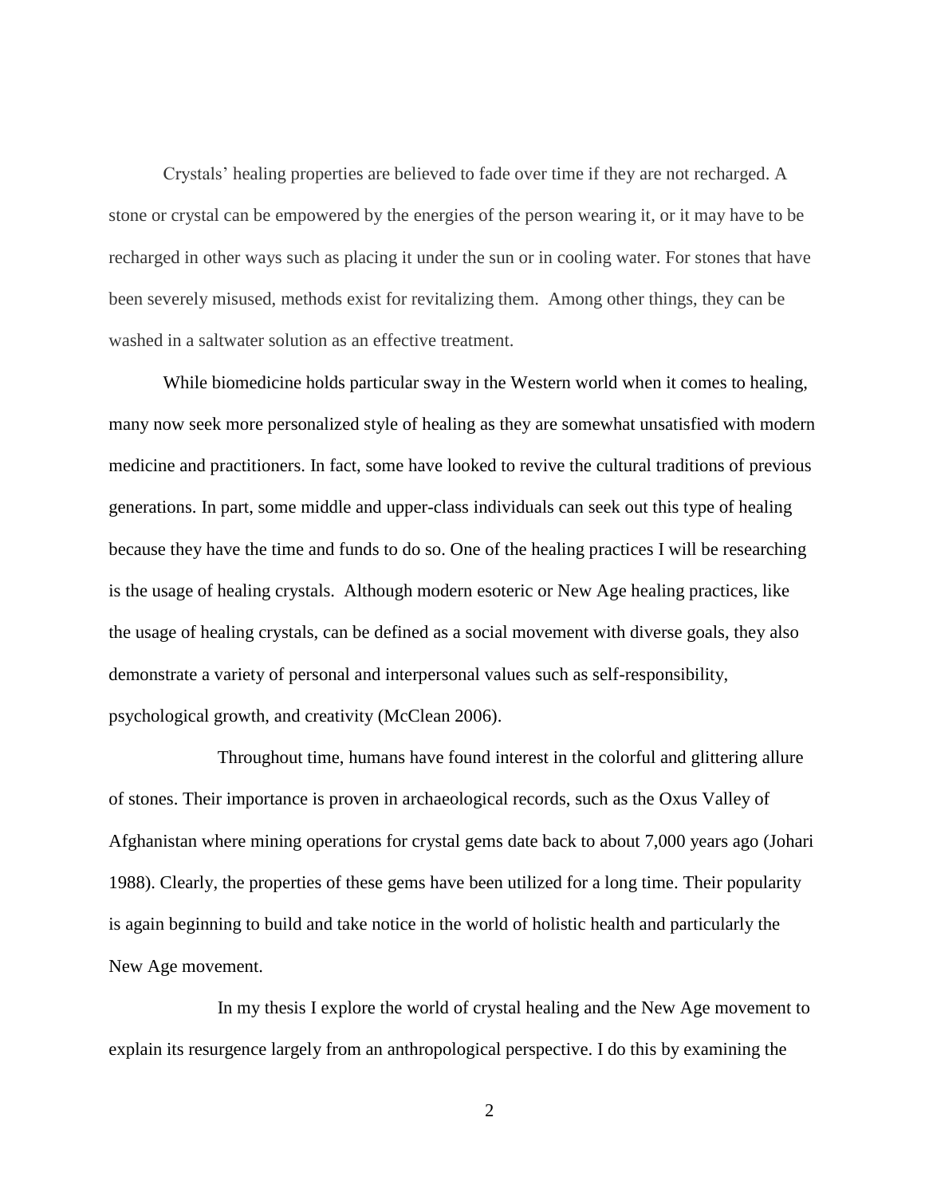Crystals' healing properties are believed to fade over time if they are not recharged. A stone or crystal can be empowered by the energies of the person wearing it, or it may have to be recharged in other ways such as placing it under the sun or in cooling water. For stones that have been severely misused, methods exist for revitalizing them. Among other things, they can be washed in a saltwater solution as an effective treatment.

While biomedicine holds particular sway in the Western world when it comes to healing, many now seek more personalized style of healing as they are somewhat unsatisfied with modern medicine and practitioners. In fact, some have looked to revive the cultural traditions of previous generations. In part, some middle and upper-class individuals can seek out this type of healing because they have the time and funds to do so. One of the healing practices I will be researching is the usage of healing crystals. Although modern esoteric or New Age healing practices, like the usage of healing crystals, can be defined as a social movement with diverse goals, they also demonstrate a variety of personal and interpersonal values such as self-responsibility, psychological growth, and creativity (McClean 2006).

Throughout time, humans have found interest in the colorful and glittering allure of stones. Their importance is proven in archaeological records, such as the Oxus Valley of Afghanistan where mining operations for crystal gems date back to about 7,000 years ago (Johari 1988). Clearly, the properties of these gems have been utilized for a long time. Their popularity is again beginning to build and take notice in the world of holistic health and particularly the New Age movement.

In my thesis I explore the world of crystal healing and the New Age movement to explain its resurgence largely from an anthropological perspective. I do this by examining the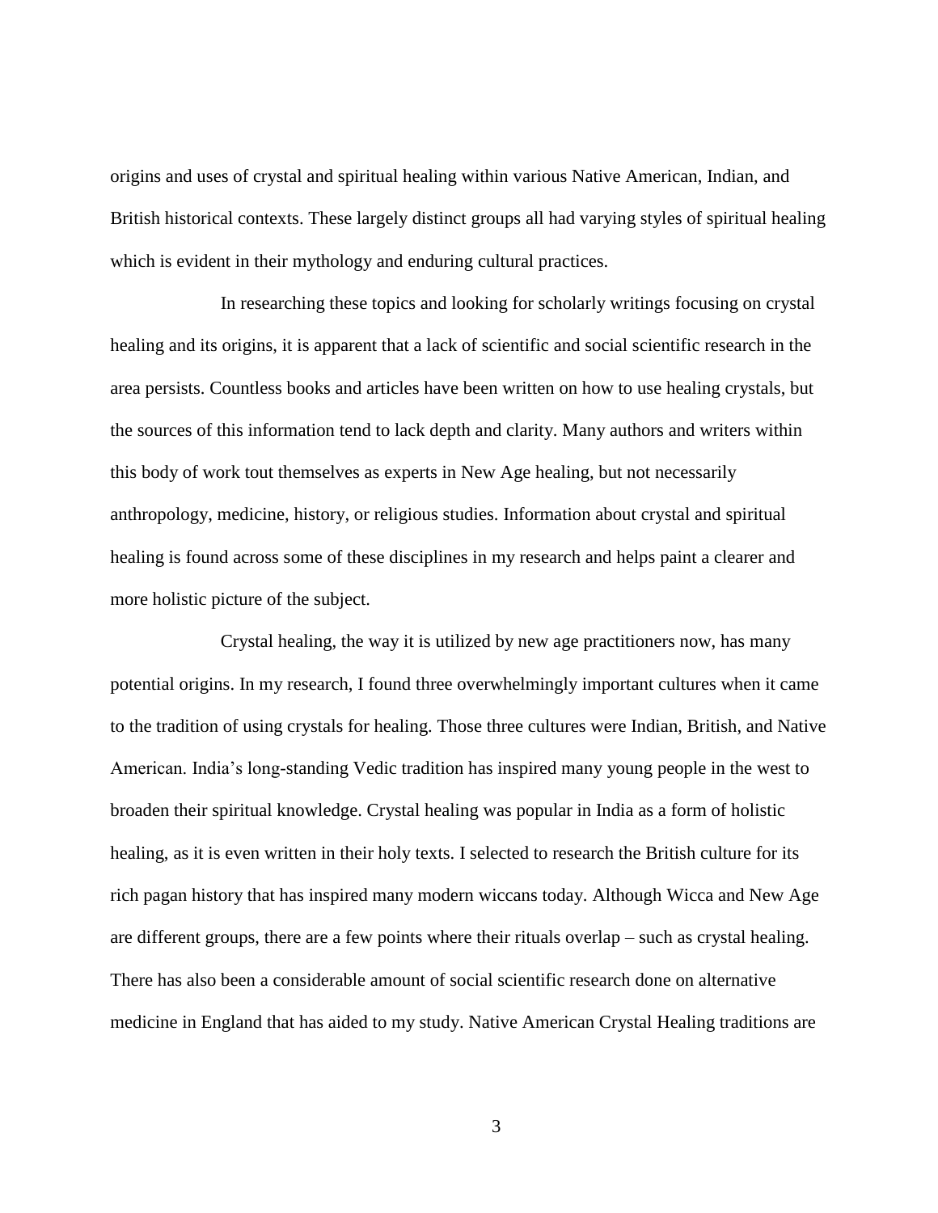origins and uses of crystal and spiritual healing within various Native American, Indian, and British historical contexts. These largely distinct groups all had varying styles of spiritual healing which is evident in their mythology and enduring cultural practices.

In researching these topics and looking for scholarly writings focusing on crystal healing and its origins, it is apparent that a lack of scientific and social scientific research in the area persists. Countless books and articles have been written on how to use healing crystals, but the sources of this information tend to lack depth and clarity. Many authors and writers within this body of work tout themselves as experts in New Age healing, but not necessarily anthropology, medicine, history, or religious studies. Information about crystal and spiritual healing is found across some of these disciplines in my research and helps paint a clearer and more holistic picture of the subject.

Crystal healing, the way it is utilized by new age practitioners now, has many potential origins. In my research, I found three overwhelmingly important cultures when it came to the tradition of using crystals for healing. Those three cultures were Indian, British, and Native American. India's long-standing Vedic tradition has inspired many young people in the west to broaden their spiritual knowledge. Crystal healing was popular in India as a form of holistic healing, as it is even written in their holy texts. I selected to research the British culture for its rich pagan history that has inspired many modern wiccans today. Although Wicca and New Age are different groups, there are a few points where their rituals overlap – such as crystal healing. There has also been a considerable amount of social scientific research done on alternative medicine in England that has aided to my study. Native American Crystal Healing traditions are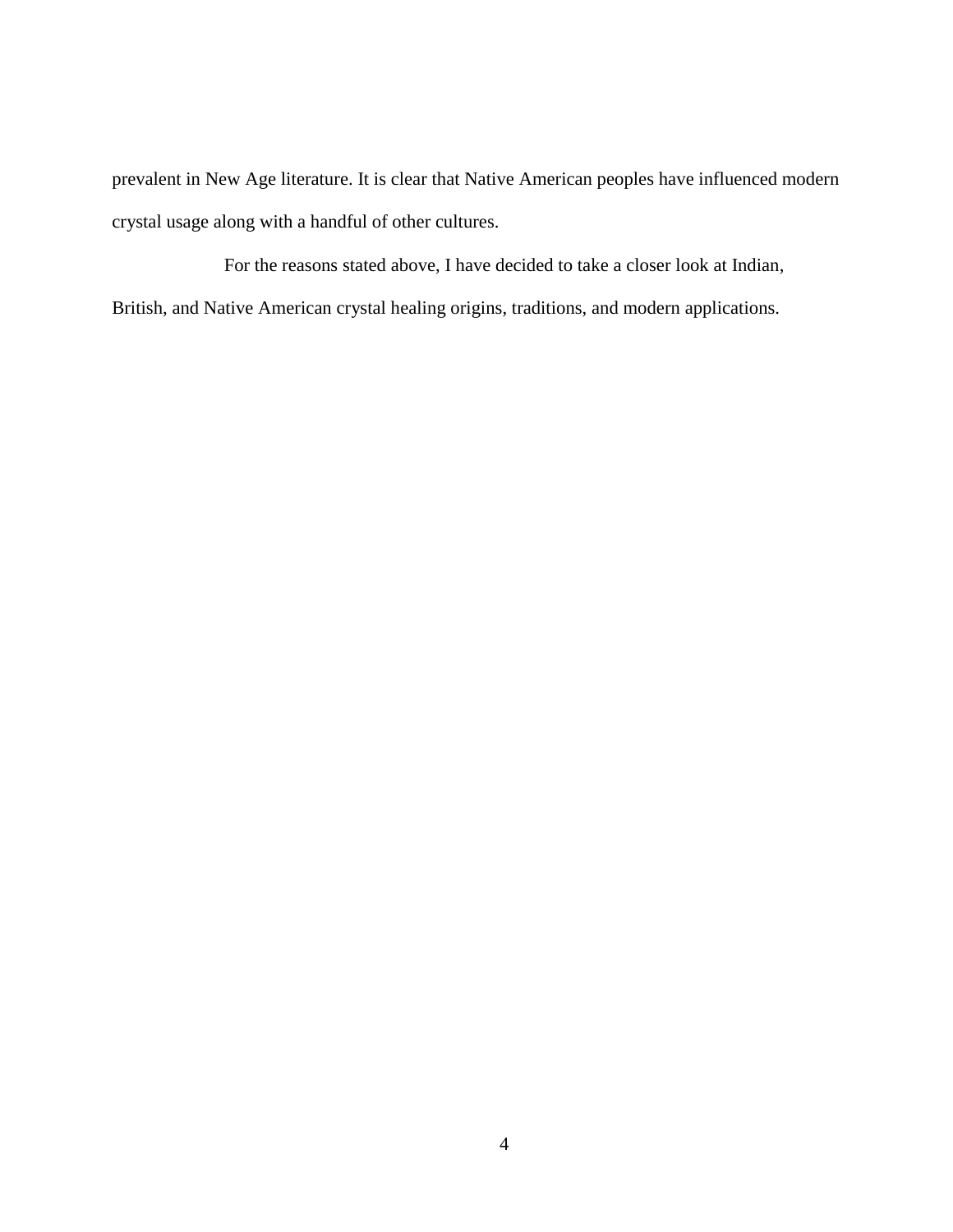prevalent in New Age literature. It is clear that Native American peoples have influenced modern crystal usage along with a handful of other cultures.

For the reasons stated above, I have decided to take a closer look at Indian, British, and Native American crystal healing origins, traditions, and modern applications.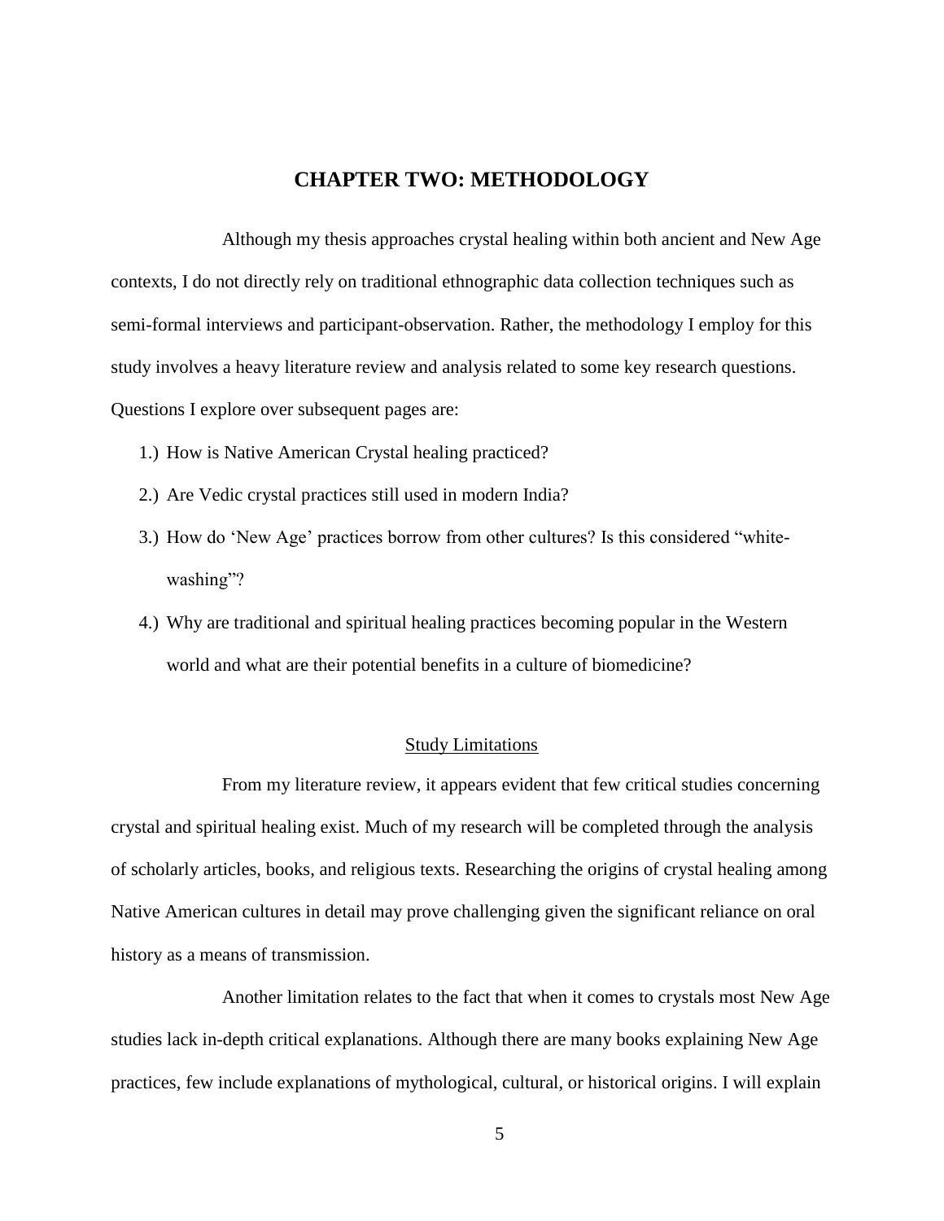# CHAPTER TWO: METHODOLOGY

Although my thesis approaches crystal healing within both ancient and New Age contexts, I do not directly rely on traditional ethnographic data collection techniques such as semi-formal interviews and participant-observation. Rather, the methodology I employ for this study involves a heavy literature review and analysis related to some key research questions. Questions I explore over subsequent pages are:

1.) How is Native American Crystal healing practiced?
2.) Are Vedic crystal practices still used in modern India?
3.) How do 'New Age' practices borrow from other cultures? Is this considered "white-washing"?
4.) Why are traditional and spiritual healing practices becoming popular in the Western world and what are their potential benefits in a culture of biomedicine?

## Study Limitations

From my literature review, it appears evident that few critical studies concerning crystal and spiritual healing exist. Much of my research will be completed through the analysis of scholarly articles, books, and religious texts. Researching the origins of crystal healing among Native American cultures in detail may prove challenging given the significant reliance on oral history as a means of transmission.

Another limitation relates to the fact that when it comes to crystals most New Age studies lack in-depth critical explanations. Although there are many books explaining New Age practices, few include explanations of mythological, cultural, or historical origins. I will explain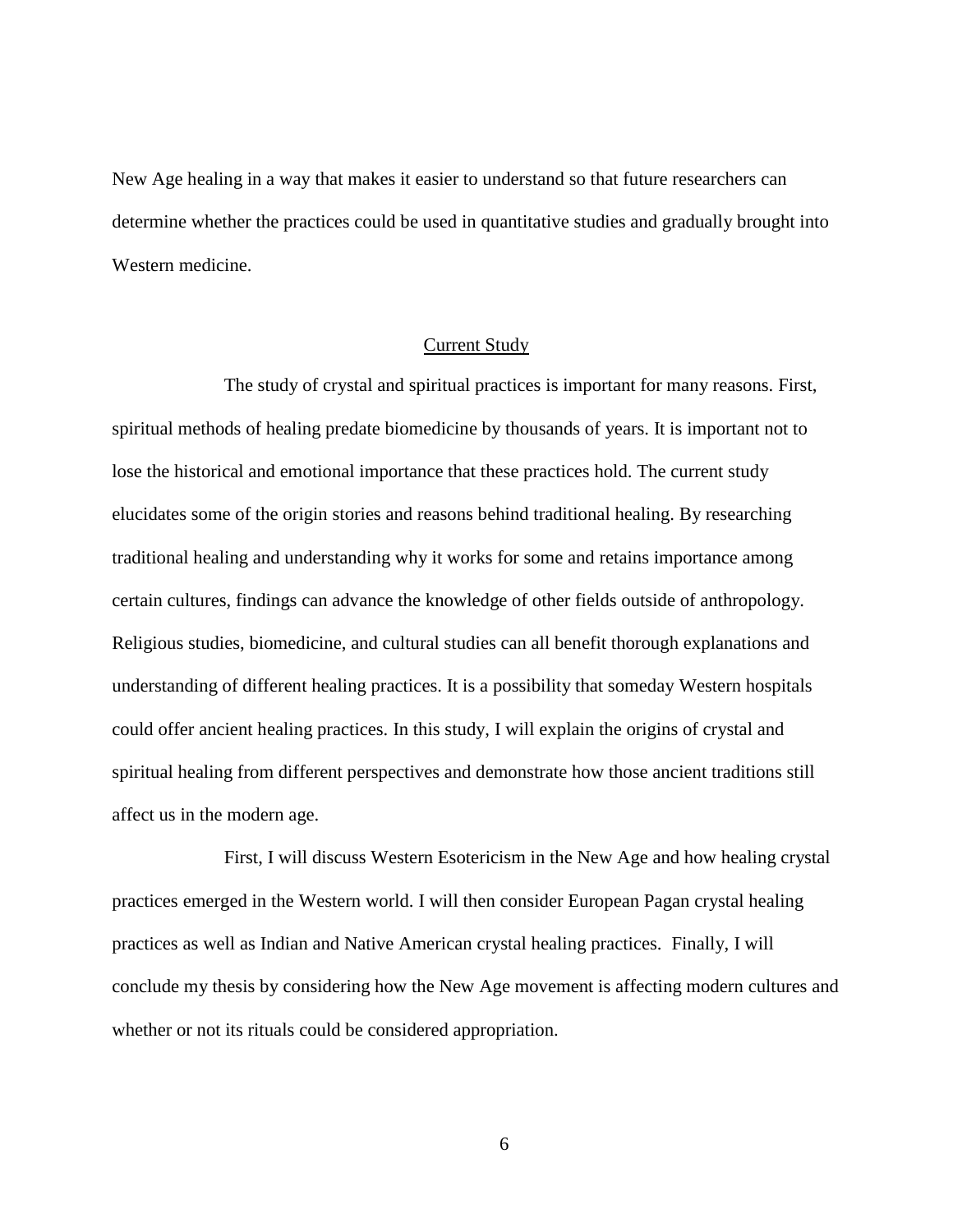New Age healing in a way that makes it easier to understand so that future researchers can determine whether the practices could be used in quantitative studies and gradually brought into Western medicine.

## Current Study

The study of crystal and spiritual practices is important for many reasons. First, spiritual methods of healing predate biomedicine by thousands of years. It is important not to lose the historical and emotional importance that these practices hold. The current study elucidates some of the origin stories and reasons behind traditional healing. By researching traditional healing and understanding why it works for some and retains importance among certain cultures, findings can advance the knowledge of other fields outside of anthropology. Religious studies, biomedicine, and cultural studies can all benefit thorough explanations and understanding of different healing practices. It is a possibility that someday Western hospitals could offer ancient healing practices. In this study, I will explain the origins of crystal and spiritual healing from different perspectives and demonstrate how those ancient traditions still affect us in the modern age.

First, I will discuss Western Esotericism in the New Age and how healing crystal practices emerged in the Western world. I will then consider European Pagan crystal healing practices as well as Indian and Native American crystal healing practices. Finally, I will conclude my thesis by considering how the New Age movement is affecting modern cultures and whether or not its rituals could be considered appropriation.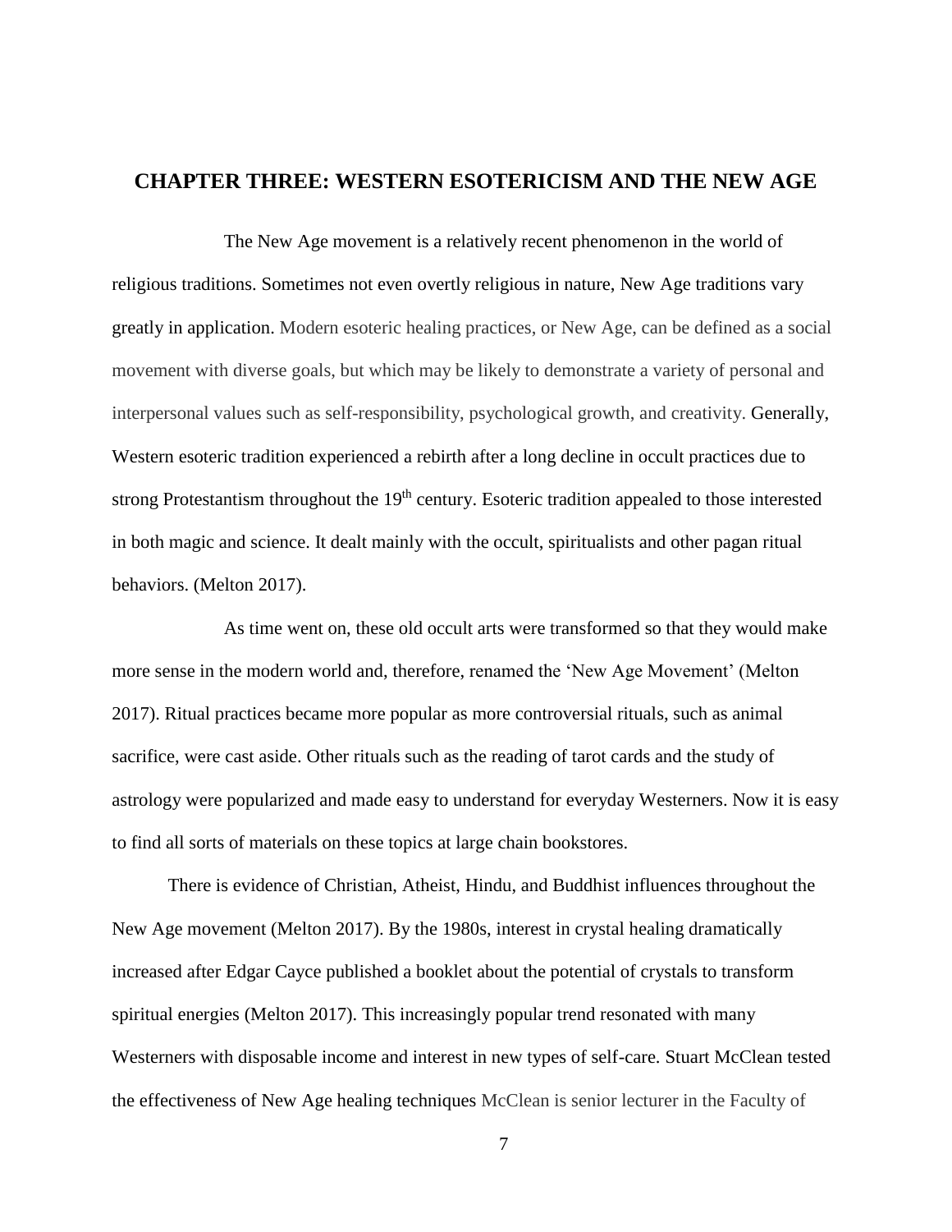# CHAPTER THREE: WESTERN ESOTERICISM AND THE NEW AGE

The New Age movement is a relatively recent phenomenon in the world of religious traditions. Sometimes not even overtly religious in nature, New Age traditions vary greatly in application. Modern esoteric healing practices, or New Age, can be defined as a social movement with diverse goals, but which may be likely to demonstrate a variety of personal and interpersonal values such as self-responsibility, psychological growth, and creativity. Generally, Western esoteric tradition experienced a rebirth after a long decline in occult practices due to strong Protestantism throughout the 19th century. Esoteric tradition appealed to those interested in both magic and science. It dealt mainly with the occult, spiritualists and other pagan ritual behaviors. (Melton 2017).

As time went on, these old occult arts were transformed so that they would make more sense in the modern world and, therefore, renamed the 'New Age Movement' (Melton 2017). Ritual practices became more popular as more controversial rituals, such as animal sacrifice, were cast aside. Other rituals such as the reading of tarot cards and the study of astrology were popularized and made easy to understand for everyday Westerners. Now it is easy to find all sorts of materials on these topics at large chain bookstores.

There is evidence of Christian, Atheist, Hindu, and Buddhist influences throughout the New Age movement (Melton 2017). By the 1980s, interest in crystal healing dramatically increased after Edgar Cayce published a booklet about the potential of crystals to transform spiritual energies (Melton 2017). This increasingly popular trend resonated with many Westerners with disposable income and interest in new types of self-care. Stuart McClean tested the effectiveness of New Age healing techniques McClean is senior lecturer in the Faculty of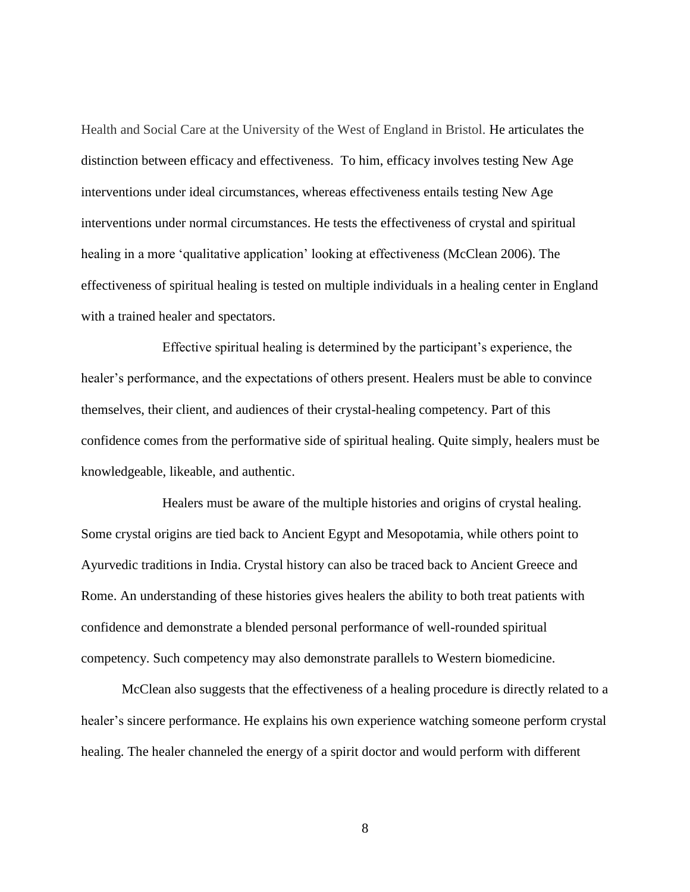Health and Social Care at the University of the West of England in Bristol. He articulates the distinction between efficacy and effectiveness. To him, efficacy involves testing New Age interventions under ideal circumstances, whereas effectiveness entails testing New Age interventions under normal circumstances. He tests the effectiveness of crystal and spiritual healing in a more 'qualitative application' looking at effectiveness (McClean 2006). The effectiveness of spiritual healing is tested on multiple individuals in a healing center in England with a trained healer and spectators.

Effective spiritual healing is determined by the participant's experience, the healer's performance, and the expectations of others present. Healers must be able to convince themselves, their client, and audiences of their crystal-healing competency. Part of this confidence comes from the performative side of spiritual healing. Quite simply, healers must be knowledgeable, likeable, and authentic.

Healers must be aware of the multiple histories and origins of crystal healing. Some crystal origins are tied back to Ancient Egypt and Mesopotamia, while others point to Ayurvedic traditions in India. Crystal history can also be traced back to Ancient Greece and Rome. An understanding of these histories gives healers the ability to both treat patients with confidence and demonstrate a blended personal performance of well-rounded spiritual competency. Such competency may also demonstrate parallels to Western biomedicine.

McClean also suggests that the effectiveness of a healing procedure is directly related to a healer's sincere performance. He explains his own experience watching someone perform crystal healing. The healer channeled the energy of a spirit doctor and would perform with different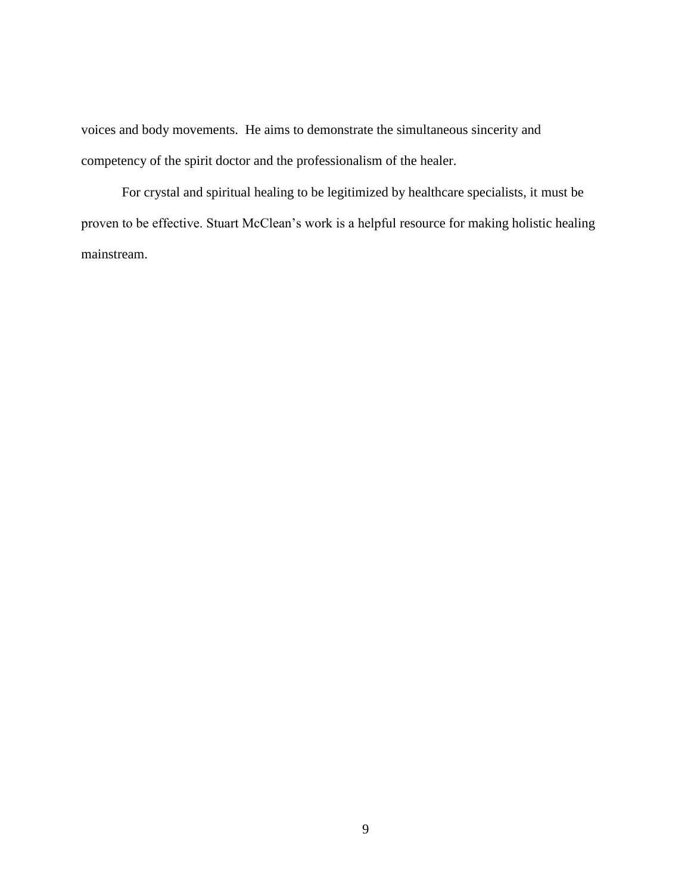voices and body movements. He aims to demonstrate the simultaneous sincerity and competency of the spirit doctor and the professionalism of the healer.

For crystal and spiritual healing to be legitimized by healthcare specialists, it must be proven to be effective. Stuart McClean's work is a helpful resource for making holistic healing mainstream.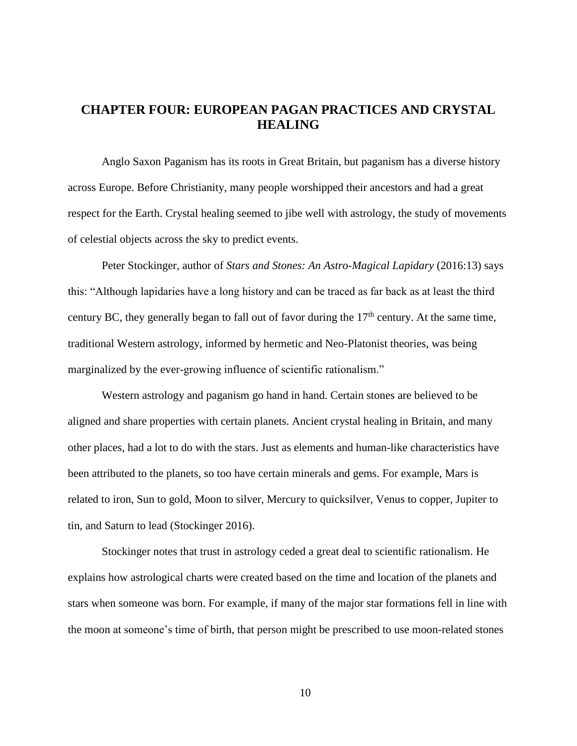# CHAPTER FOUR: EUROPEAN PAGAN PRACTICES AND CRYSTAL HEALING

Anglo Saxon Paganism has its roots in Great Britain, but paganism has a diverse history across Europe. Before Christianity, many people worshipped their ancestors and had a great respect for the Earth. Crystal healing seemed to jibe well with astrology, the study of movements of celestial objects across the sky to predict events.

Peter Stockinger, author of *Stars and Stones: An Astro-Magical Lapidary* (2016:13) says this: "Although lapidaries have a long history and can be traced as far back as at least the third century BC, they generally began to fall out of favor during the 17th century. At the same time, traditional Western astrology, informed by hermetic and Neo-Platonist theories, was being marginalized by the ever-growing influence of scientific rationalism."

Western astrology and paganism go hand in hand. Certain stones are believed to be aligned and share properties with certain planets. Ancient crystal healing in Britain, and many other places, had a lot to do with the stars. Just as elements and human-like characteristics have been attributed to the planets, so too have certain minerals and gems. For example, Mars is related to iron, Sun to gold, Moon to silver, Mercury to quicksilver, Venus to copper, Jupiter to tin, and Saturn to lead (Stockinger 2016).

Stockinger notes that trust in astrology ceded a great deal to scientific rationalism. He explains how astrological charts were created based on the time and location of the planets and stars when someone was born. For example, if many of the major star formations fell in line with the moon at someone's time of birth, that person might be prescribed to use moon-related stones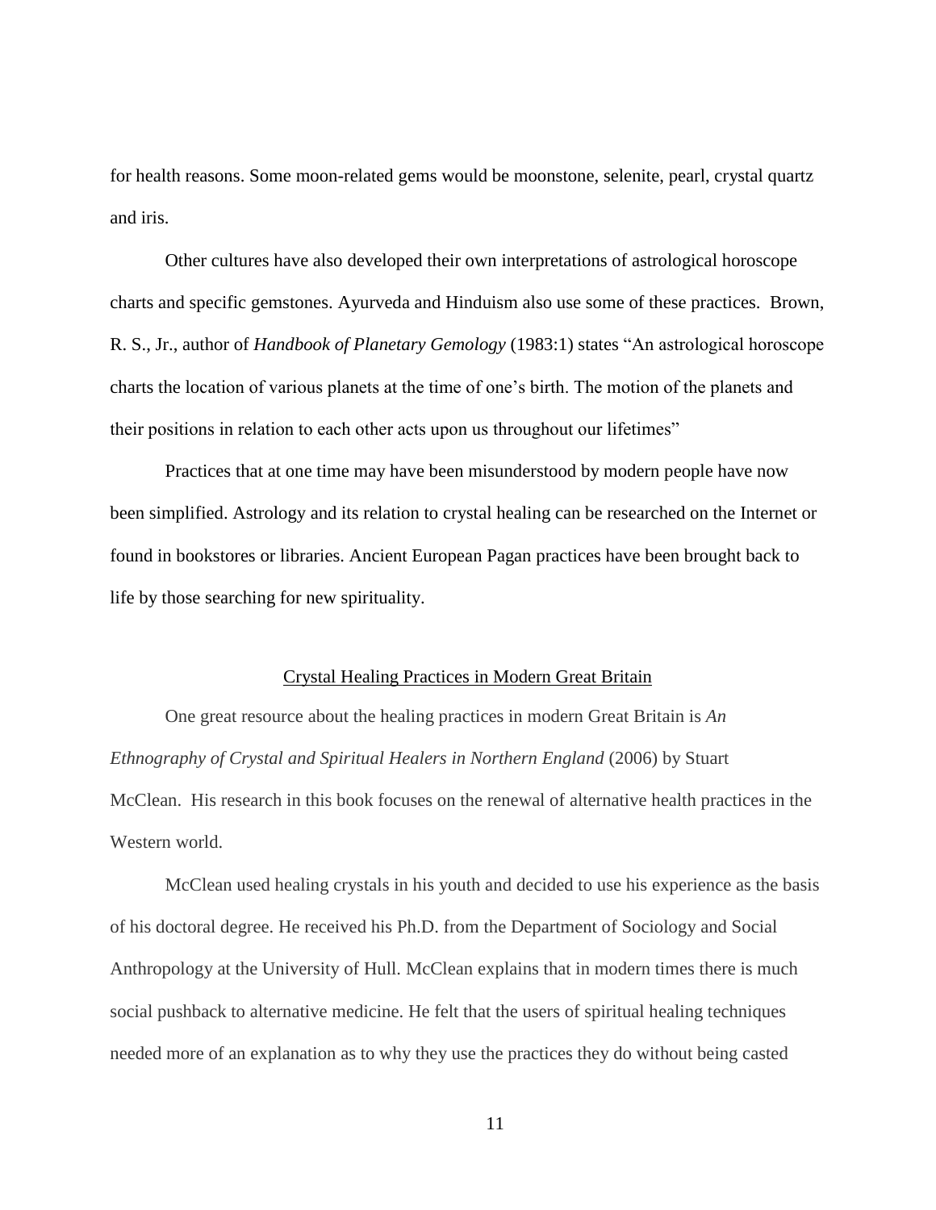for health reasons. Some moon-related gems would be moonstone, selenite, pearl, crystal quartz and iris.

Other cultures have also developed their own interpretations of astrological horoscope charts and specific gemstones. Ayurveda and Hinduism also use some of these practices. Brown, R. S., Jr., author of *Handbook of Planetary Gemology* (1983:1) states "An astrological horoscope charts the location of various planets at the time of one's birth. The motion of the planets and their positions in relation to each other acts upon us throughout our lifetimes"

Practices that at one time may have been misunderstood by modern people have now been simplified. Astrology and its relation to crystal healing can be researched on the Internet or found in bookstores or libraries. Ancient European Pagan practices have been brought back to life by those searching for new spirituality.

## Crystal Healing Practices in Modern Great Britain

One great resource about the healing practices in modern Great Britain is *An Ethnography of Crystal and Spiritual Healers in Northern England* (2006) by Stuart McClean. His research in this book focuses on the renewal of alternative health practices in the Western world.

McClean used healing crystals in his youth and decided to use his experience as the basis of his doctoral degree. He received his Ph.D. from the Department of Sociology and Social Anthropology at the University of Hull. McClean explains that in modern times there is much social pushback to alternative medicine. He felt that the users of spiritual healing techniques needed more of an explanation as to why they use the practices they do without being casted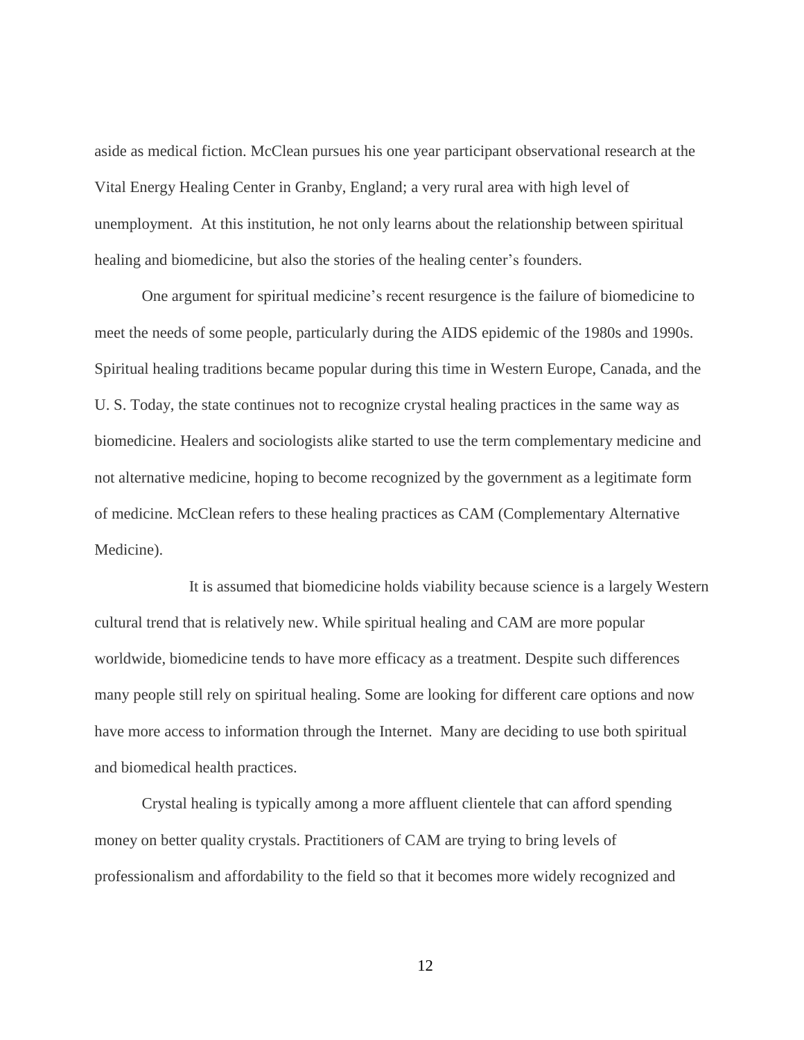aside as medical fiction. McClean pursues his one year participant observational research at the Vital Energy Healing Center in Granby, England; a very rural area with high level of unemployment. At this institution, he not only learns about the relationship between spiritual healing and biomedicine, but also the stories of the healing center's founders.

One argument for spiritual medicine's recent resurgence is the failure of biomedicine to meet the needs of some people, particularly during the AIDS epidemic of the 1980s and 1990s. Spiritual healing traditions became popular during this time in Western Europe, Canada, and the U. S. Today, the state continues not to recognize crystal healing practices in the same way as biomedicine. Healers and sociologists alike started to use the term complementary medicine and not alternative medicine, hoping to become recognized by the government as a legitimate form of medicine. McClean refers to these healing practices as CAM (Complementary Alternative Medicine).

It is assumed that biomedicine holds viability because science is a largely Western cultural trend that is relatively new. While spiritual healing and CAM are more popular worldwide, biomedicine tends to have more efficacy as a treatment. Despite such differences many people still rely on spiritual healing. Some are looking for different care options and now have more access to information through the Internet. Many are deciding to use both spiritual and biomedical health practices.

Crystal healing is typically among a more affluent clientele that can afford spending money on better quality crystals. Practitioners of CAM are trying to bring levels of professionalism and affordability to the field so that it becomes more widely recognized and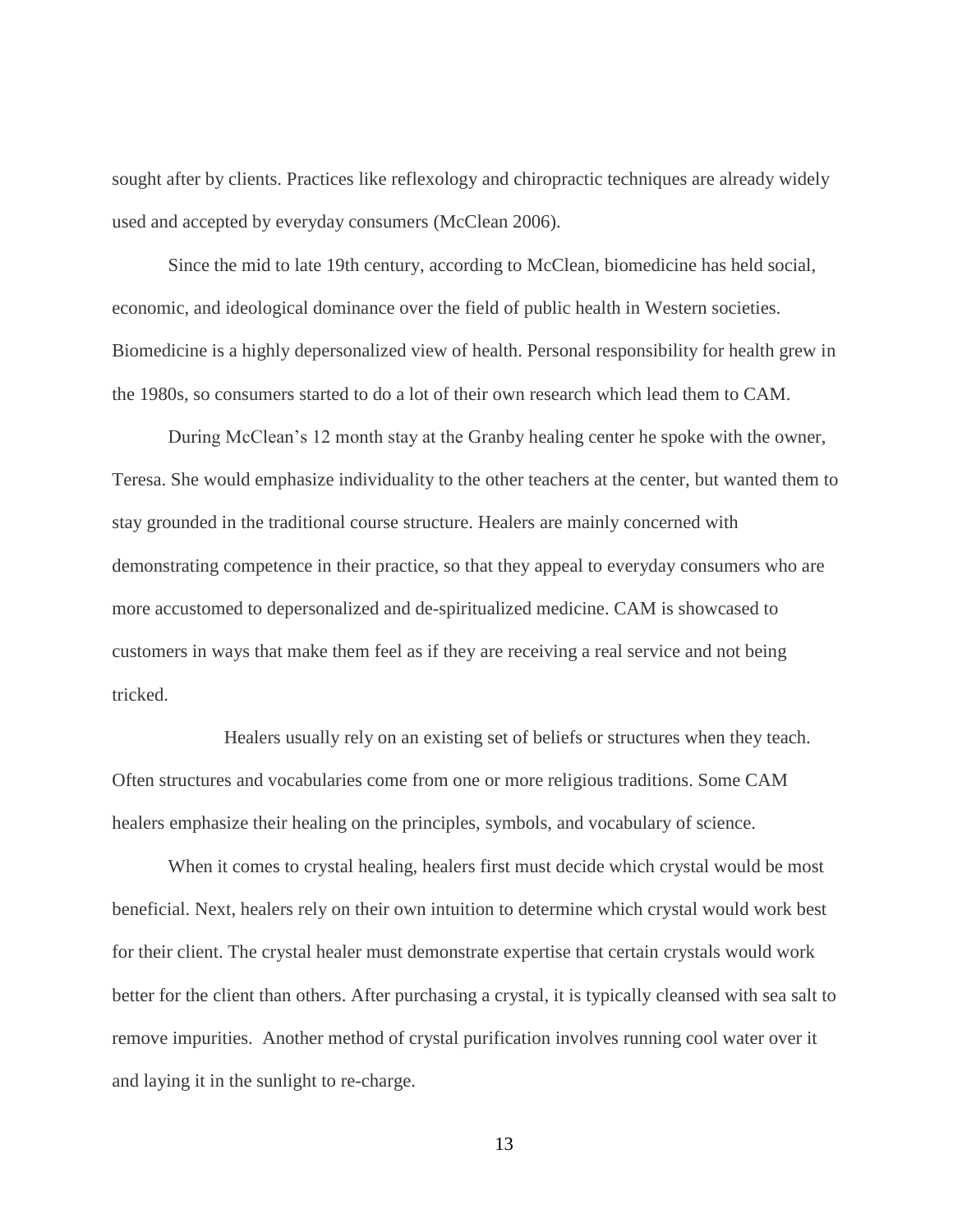sought after by clients. Practices like reflexology and chiropractic techniques are already widely used and accepted by everyday consumers (McClean 2006).

Since the mid to late 19th century, according to McClean, biomedicine has held social, economic, and ideological dominance over the field of public health in Western societies. Biomedicine is a highly depersonalized view of health. Personal responsibility for health grew in the 1980s, so consumers started to do a lot of their own research which lead them to CAM.

During McClean's 12 month stay at the Granby healing center he spoke with the owner, Teresa. She would emphasize individuality to the other teachers at the center, but wanted them to stay grounded in the traditional course structure. Healers are mainly concerned with demonstrating competence in their practice, so that they appeal to everyday consumers who are more accustomed to depersonalized and de-spiritualized medicine. CAM is showcased to customers in ways that make them feel as if they are receiving a real service and not being tricked.

Healers usually rely on an existing set of beliefs or structures when they teach. Often structures and vocabularies come from one or more religious traditions. Some CAM healers emphasize their healing on the principles, symbols, and vocabulary of science.

When it comes to crystal healing, healers first must decide which crystal would be most beneficial. Next, healers rely on their own intuition to determine which crystal would work best for their client. The crystal healer must demonstrate expertise that certain crystals would work better for the client than others. After purchasing a crystal, it is typically cleansed with sea salt to remove impurities. Another method of crystal purification involves running cool water over it and laying it in the sunlight to re-charge.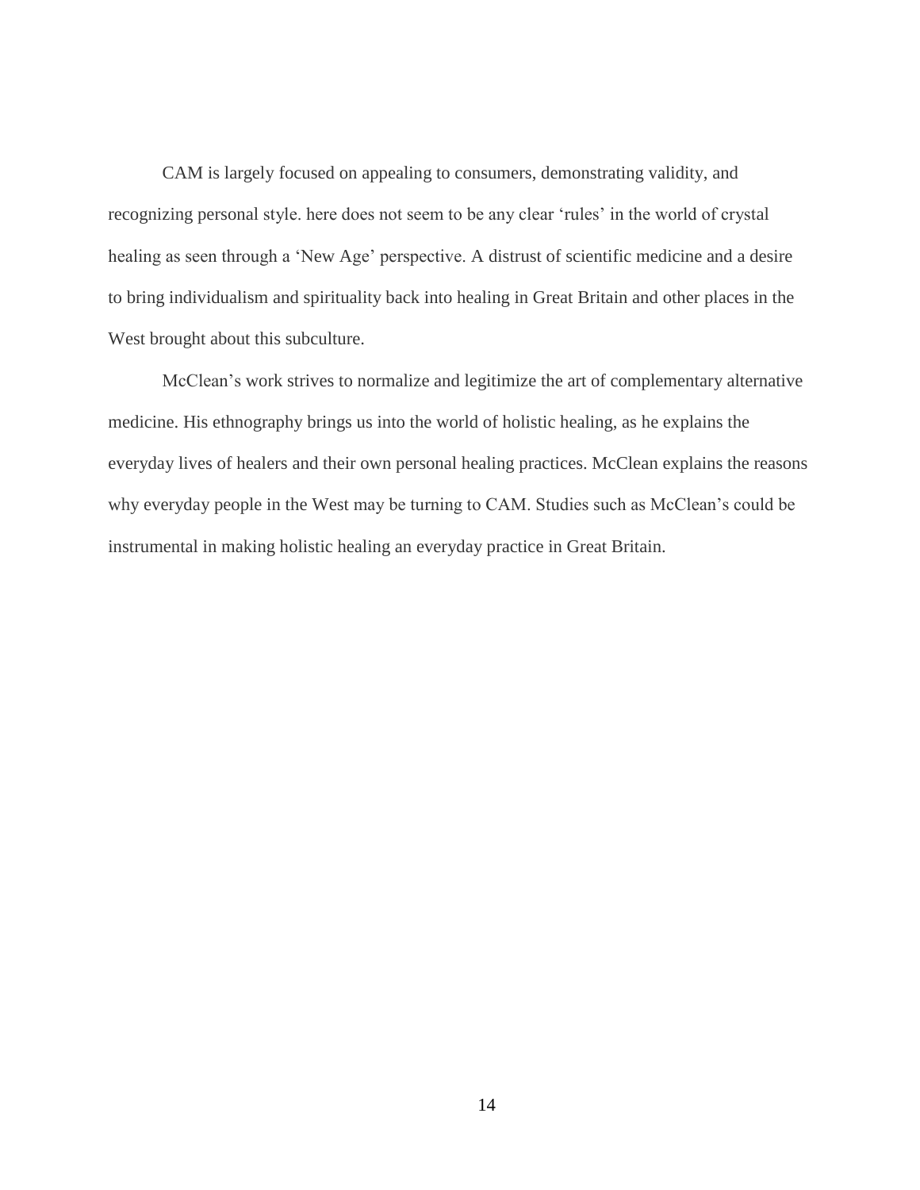CAM is largely focused on appealing to consumers, demonstrating validity, and recognizing personal style. here does not seem to be any clear 'rules' in the world of crystal healing as seen through a 'New Age' perspective. A distrust of scientific medicine and a desire to bring individualism and spirituality back into healing in Great Britain and other places in the West brought about this subculture.

McClean's work strives to normalize and legitimize the art of complementary alternative medicine. His ethnography brings us into the world of holistic healing, as he explains the everyday lives of healers and their own personal healing practices. McClean explains the reasons why everyday people in the West may be turning to CAM. Studies such as McClean's could be instrumental in making holistic healing an everyday practice in Great Britain.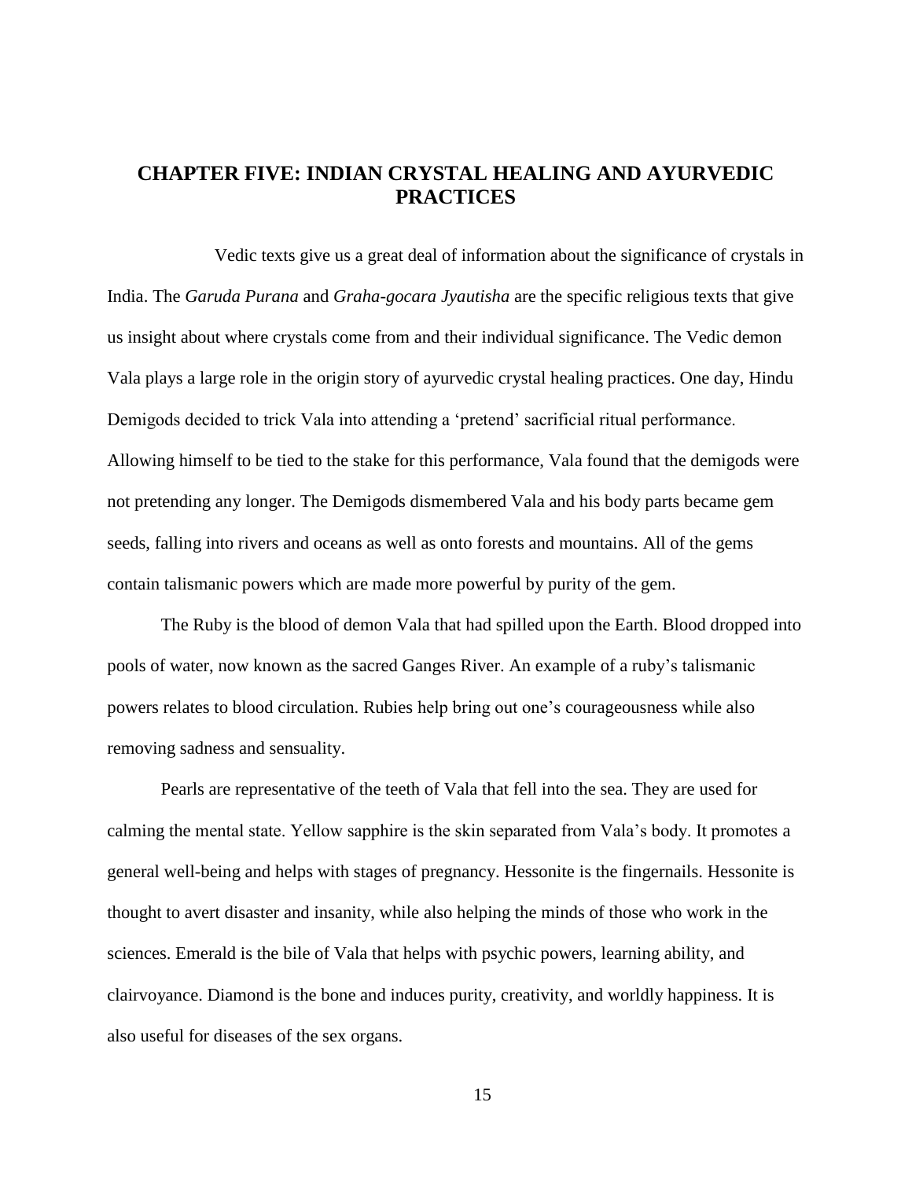# CHAPTER FIVE: INDIAN CRYSTAL HEALING AND AYURVEDIC PRACTICES

Vedic texts give us a great deal of information about the significance of crystals in India. The *Garuda Purana* and *Graha-gocara Jyautisha* are the specific religious texts that give us insight about where crystals come from and their individual significance. The Vedic demon Vala plays a large role in the origin story of ayurvedic crystal healing practices. One day, Hindu Demigods decided to trick Vala into attending a 'pretend' sacrificial ritual performance. Allowing himself to be tied to the stake for this performance, Vala found that the demigods were not pretending any longer. The Demigods dismembered Vala and his body parts became gem seeds, falling into rivers and oceans as well as onto forests and mountains. All of the gems contain talismanic powers which are made more powerful by purity of the gem.

The Ruby is the blood of demon Vala that had spilled upon the Earth. Blood dropped into pools of water, now known as the sacred Ganges River. An example of a ruby's talismanic powers relates to blood circulation. Rubies help bring out one's courageousness while also removing sadness and sensuality.

Pearls are representative of the teeth of Vala that fell into the sea. They are used for calming the mental state. Yellow sapphire is the skin separated from Vala's body. It promotes a general well-being and helps with stages of pregnancy. Hessonite is the fingernails. Hessonite is thought to avert disaster and insanity, while also helping the minds of those who work in the sciences. Emerald is the bile of Vala that helps with psychic powers, learning ability, and clairvoyance. Diamond is the bone and induces purity, creativity, and worldly happiness. It is also useful for diseases of the sex organs.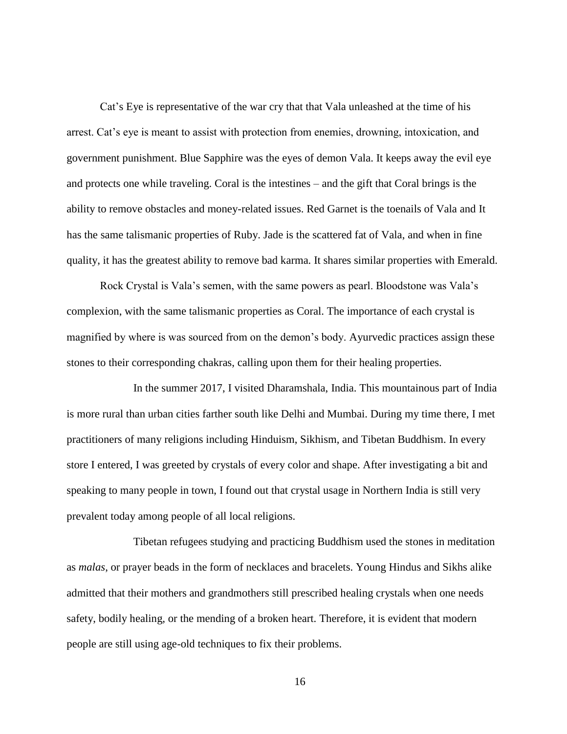Cat's Eye is representative of the war cry that that Vala unleashed at the time of his arrest. Cat's eye is meant to assist with protection from enemies, drowning, intoxication, and government punishment. Blue Sapphire was the eyes of demon Vala. It keeps away the evil eye and protects one while traveling. Coral is the intestines – and the gift that Coral brings is the ability to remove obstacles and money-related issues. Red Garnet is the toenails of Vala and It has the same talismanic properties of Ruby. Jade is the scattered fat of Vala, and when in fine quality, it has the greatest ability to remove bad karma. It shares similar properties with Emerald.

Rock Crystal is Vala's semen, with the same powers as pearl. Bloodstone was Vala's complexion, with the same talismanic properties as Coral. The importance of each crystal is magnified by where is was sourced from on the demon's body. Ayurvedic practices assign these stones to their corresponding chakras, calling upon them for their healing properties.

In the summer 2017, I visited Dharamshala, India. This mountainous part of India is more rural than urban cities farther south like Delhi and Mumbai. During my time there, I met practitioners of many religions including Hinduism, Sikhism, and Tibetan Buddhism. In every store I entered, I was greeted by crystals of every color and shape. After investigating a bit and speaking to many people in town, I found out that crystal usage in Northern India is still very prevalent today among people of all local religions.

Tibetan refugees studying and practicing Buddhism used the stones in meditation as *malas*, or prayer beads in the form of necklaces and bracelets. Young Hindus and Sikhs alike admitted that their mothers and grandmothers still prescribed healing crystals when one needs safety, bodily healing, or the mending of a broken heart. Therefore, it is evident that modern people are still using age-old techniques to fix their problems.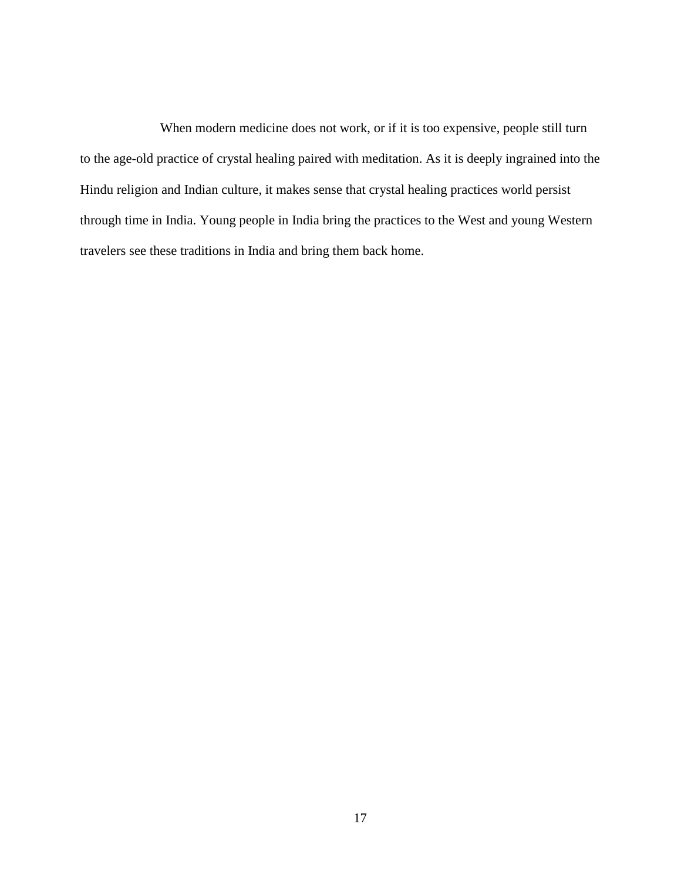When modern medicine does not work, or if it is too expensive, people still turn to the age-old practice of crystal healing paired with meditation. As it is deeply ingrained into the Hindu religion and Indian culture, it makes sense that crystal healing practices world persist through time in India. Young people in India bring the practices to the West and young Western travelers see these traditions in India and bring them back home.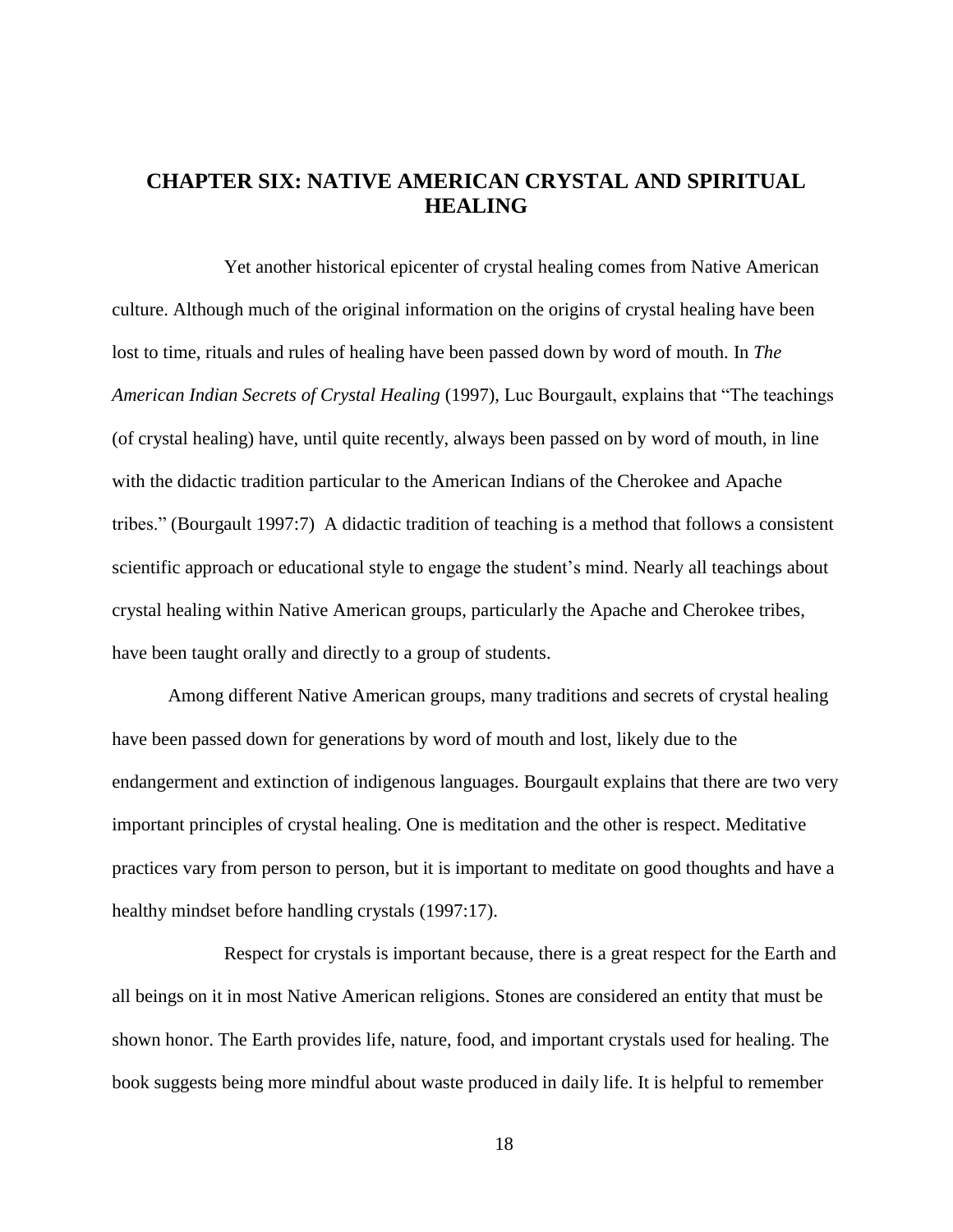# CHAPTER SIX: NATIVE AMERICAN CRYSTAL AND SPIRITUAL HEALING

Yet another historical epicenter of crystal healing comes from Native American culture. Although much of the original information on the origins of crystal healing have been lost to time, rituals and rules of healing have been passed down by word of mouth. In *The American Indian Secrets of Crystal Healing* (1997), Luc Bourgault, explains that "The teachings (of crystal healing) have, until quite recently, always been passed on by word of mouth, in line with the didactic tradition particular to the American Indians of the Cherokee and Apache tribes." (Bourgault 1997:7) A didactic tradition of teaching is a method that follows a consistent scientific approach or educational style to engage the student's mind. Nearly all teachings about crystal healing within Native American groups, particularly the Apache and Cherokee tribes, have been taught orally and directly to a group of students.

Among different Native American groups, many traditions and secrets of crystal healing have been passed down for generations by word of mouth and lost, likely due to the endangerment and extinction of indigenous languages. Bourgault explains that there are two very important principles of crystal healing. One is meditation and the other is respect. Meditative practices vary from person to person, but it is important to meditate on good thoughts and have a healthy mindset before handling crystals (1997:17).

Respect for crystals is important because, there is a great respect for the Earth and all beings on it in most Native American religions. Stones are considered an entity that must be shown honor. The Earth provides life, nature, food, and important crystals used for healing. The book suggests being more mindful about waste produced in daily life. It is helpful to remember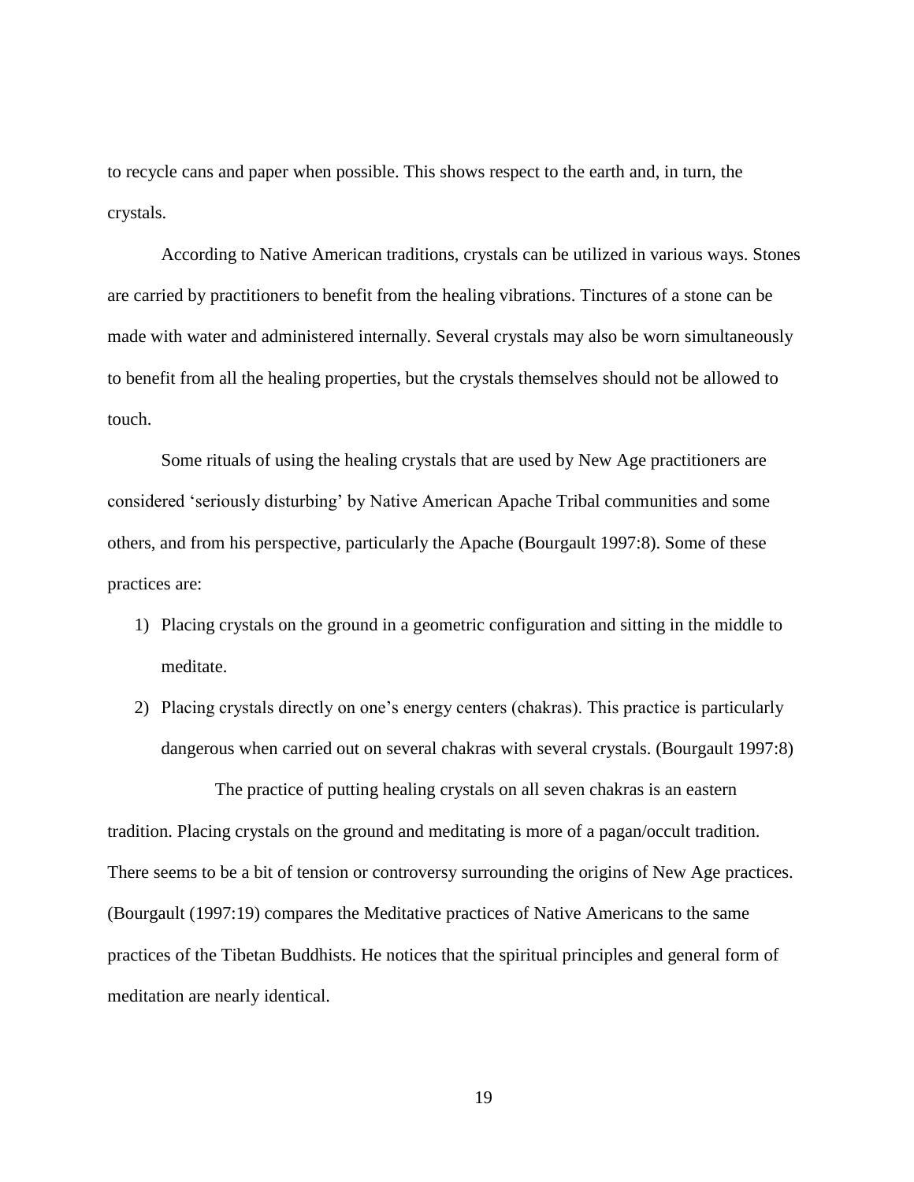to recycle cans and paper when possible. This shows respect to the earth and, in turn, the crystals.

According to Native American traditions, crystals can be utilized in various ways. Stones are carried by practitioners to benefit from the healing vibrations. Tinctures of a stone can be made with water and administered internally. Several crystals may also be worn simultaneously to benefit from all the healing properties, but the crystals themselves should not be allowed to touch.

Some rituals of using the healing crystals that are used by New Age practitioners are considered 'seriously disturbing' by Native American Apache Tribal communities and some others, and from his perspective, particularly the Apache (Bourgault 1997:8). Some of these practices are:

1) Placing crystals on the ground in a geometric configuration and sitting in the middle to meditate.
2) Placing crystals directly on one's energy centers (chakras). This practice is particularly dangerous when carried out on several chakras with several crystals. (Bourgault 1997:8)

The practice of putting healing crystals on all seven chakras is an eastern tradition. Placing crystals on the ground and meditating is more of a pagan/occult tradition. There seems to be a bit of tension or controversy surrounding the origins of New Age practices. (Bourgault (1997:19) compares the Meditative practices of Native Americans to the same practices of the Tibetan Buddhists. He notices that the spiritual principles and general form of meditation are nearly identical.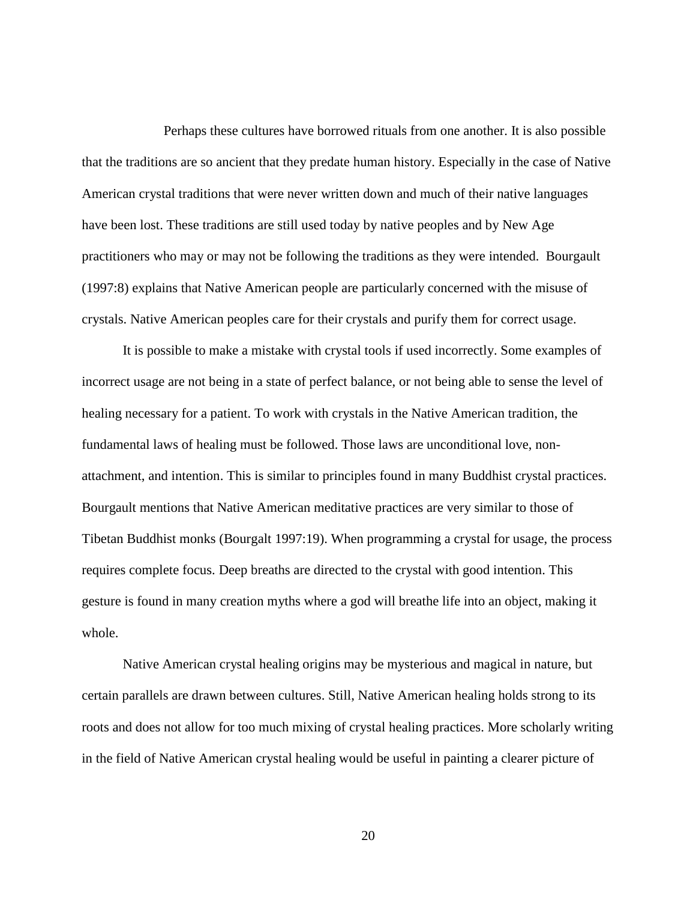Perhaps these cultures have borrowed rituals from one another. It is also possible that the traditions are so ancient that they predate human history. Especially in the case of Native American crystal traditions that were never written down and much of their native languages have been lost. These traditions are still used today by native peoples and by New Age practitioners who may or may not be following the traditions as they were intended. Bourgault (1997:8) explains that Native American people are particularly concerned with the misuse of crystals. Native American peoples care for their crystals and purify them for correct usage.

It is possible to make a mistake with crystal tools if used incorrectly. Some examples of incorrect usage are not being in a state of perfect balance, or not being able to sense the level of healing necessary for a patient. To work with crystals in the Native American tradition, the fundamental laws of healing must be followed. Those laws are unconditional love, non-attachment, and intention. This is similar to principles found in many Buddhist crystal practices. Bourgault mentions that Native American meditative practices are very similar to those of Tibetan Buddhist monks (Bourgalt 1997:19). When programming a crystal for usage, the process requires complete focus. Deep breaths are directed to the crystal with good intention. This gesture is found in many creation myths where a god will breathe life into an object, making it whole.

Native American crystal healing origins may be mysterious and magical in nature, but certain parallels are drawn between cultures. Still, Native American healing holds strong to its roots and does not allow for too much mixing of crystal healing practices. More scholarly writing in the field of Native American crystal healing would be useful in painting a clearer picture of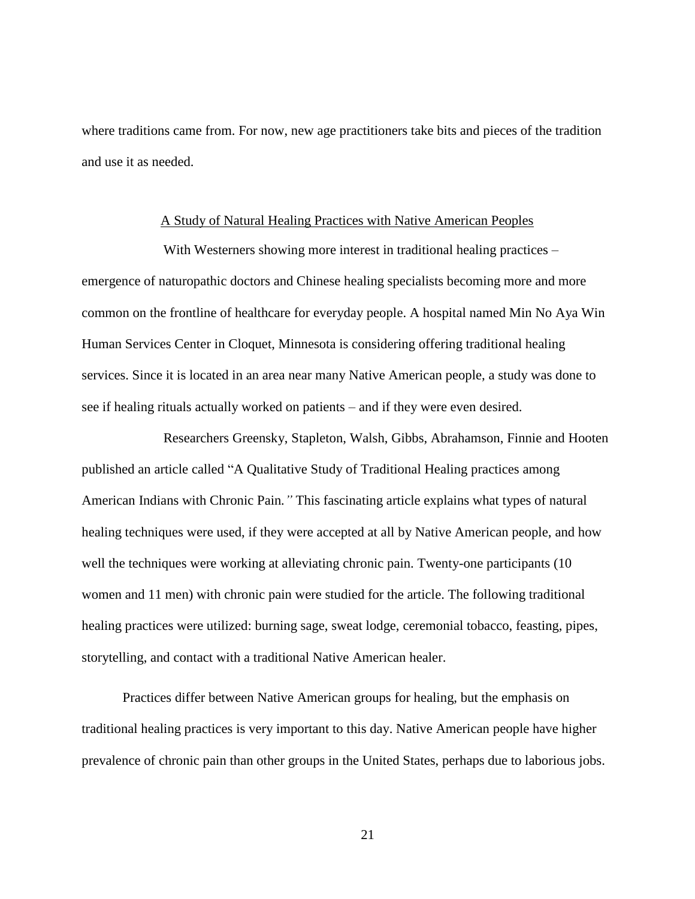where traditions came from. For now, new age practitioners take bits and pieces of the tradition and use it as needed.

<u>A Study of Natural Healing Practices with Native American Peoples</u>

With Westerners showing more interest in traditional healing practices – emergence of naturopathic doctors and Chinese healing specialists becoming more and more common on the frontline of healthcare for everyday people. A hospital named Min No Aya Win Human Services Center in Cloquet, Minnesota is considering offering traditional healing services. Since it is located in an area near many Native American people, a study was done to see if healing rituals actually worked on patients – and if they were even desired.

Researchers Greensky, Stapleton, Walsh, Gibbs, Abrahamson, Finnie and Hooten published an article called "A Qualitative Study of Traditional Healing practices among American Indians with Chronic Pain*."* This fascinating article explains what types of natural healing techniques were used, if they were accepted at all by Native American people, and how well the techniques were working at alleviating chronic pain. Twenty-one participants (10 women and 11 men) with chronic pain were studied for the article. The following traditional healing practices were utilized: burning sage, sweat lodge, ceremonial tobacco, feasting, pipes, storytelling, and contact with a traditional Native American healer.

Practices differ between Native American groups for healing, but the emphasis on traditional healing practices is very important to this day. Native American people have higher prevalence of chronic pain than other groups in the United States, perhaps due to laborious jobs.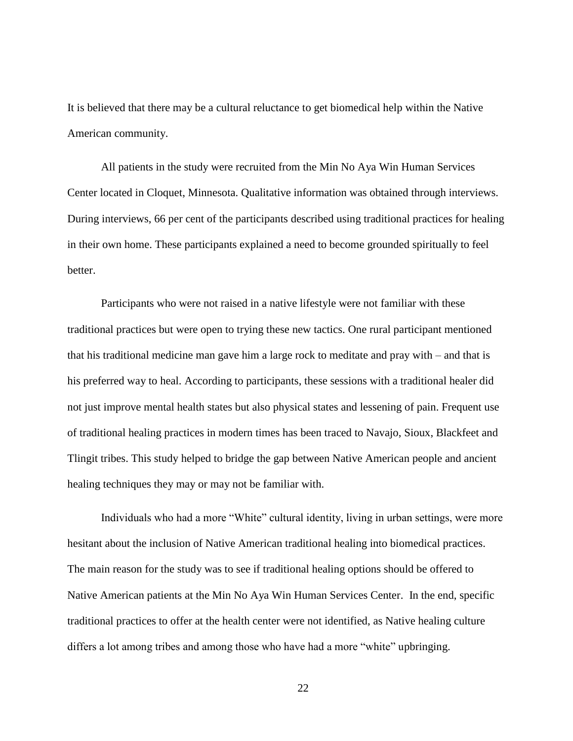It is believed that there may be a cultural reluctance to get biomedical help within the Native American community.

All patients in the study were recruited from the Min No Aya Win Human Services Center located in Cloquet, Minnesota. Qualitative information was obtained through interviews. During interviews, 66 per cent of the participants described using traditional practices for healing in their own home. These participants explained a need to become grounded spiritually to feel better.

Participants who were not raised in a native lifestyle were not familiar with these traditional practices but were open to trying these new tactics. One rural participant mentioned that his traditional medicine man gave him a large rock to meditate and pray with – and that is his preferred way to heal. According to participants, these sessions with a traditional healer did not just improve mental health states but also physical states and lessening of pain. Frequent use of traditional healing practices in modern times has been traced to Navajo, Sioux, Blackfeet and Tlingit tribes. This study helped to bridge the gap between Native American people and ancient healing techniques they may or may not be familiar with.

Individuals who had a more "White" cultural identity, living in urban settings, were more hesitant about the inclusion of Native American traditional healing into biomedical practices. The main reason for the study was to see if traditional healing options should be offered to Native American patients at the Min No Aya Win Human Services Center. In the end, specific traditional practices to offer at the health center were not identified, as Native healing culture differs a lot among tribes and among those who have had a more "white" upbringing.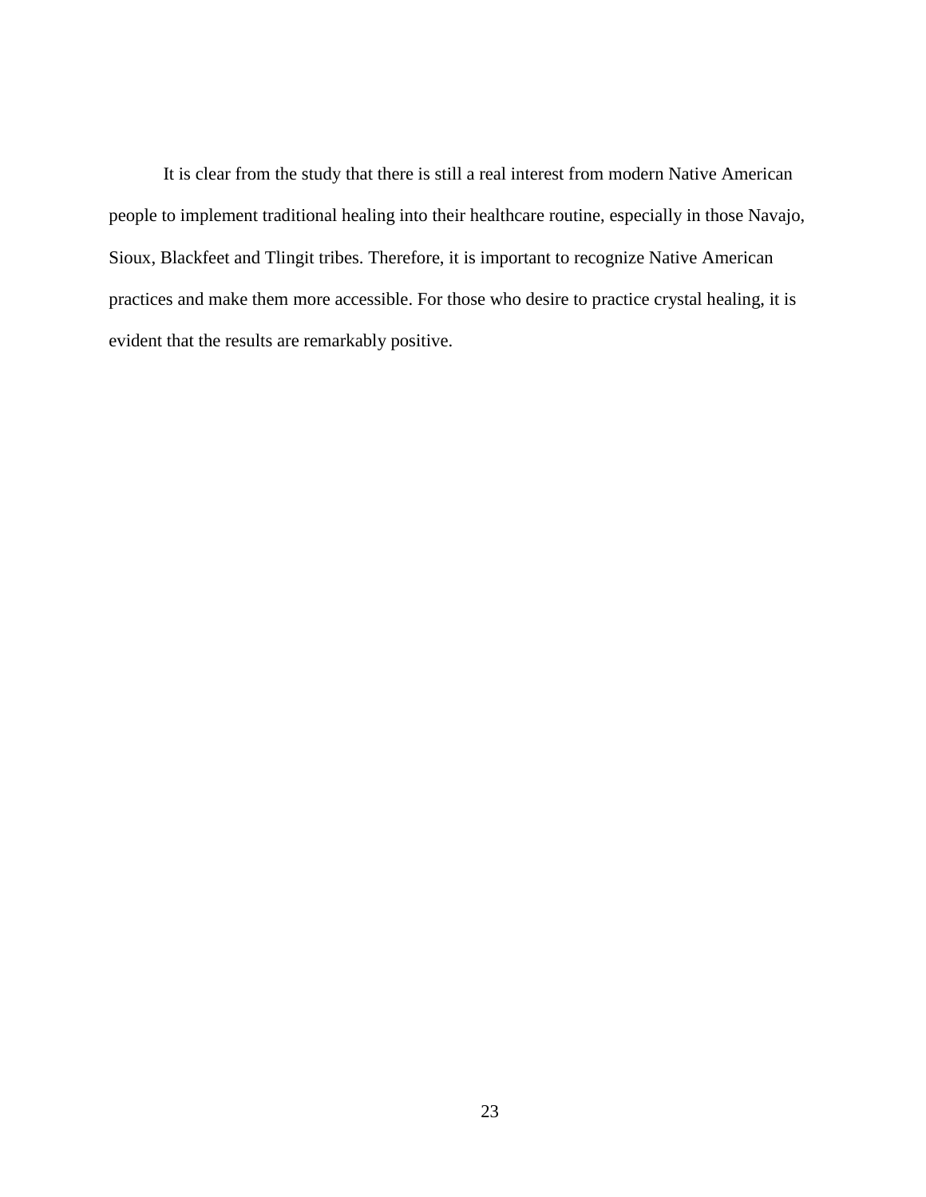It is clear from the study that there is still a real interest from modern Native American people to implement traditional healing into their healthcare routine, especially in those Navajo, Sioux, Blackfeet and Tlingit tribes. Therefore, it is important to recognize Native American practices and make them more accessible. For those who desire to practice crystal healing, it is evident that the results are remarkably positive.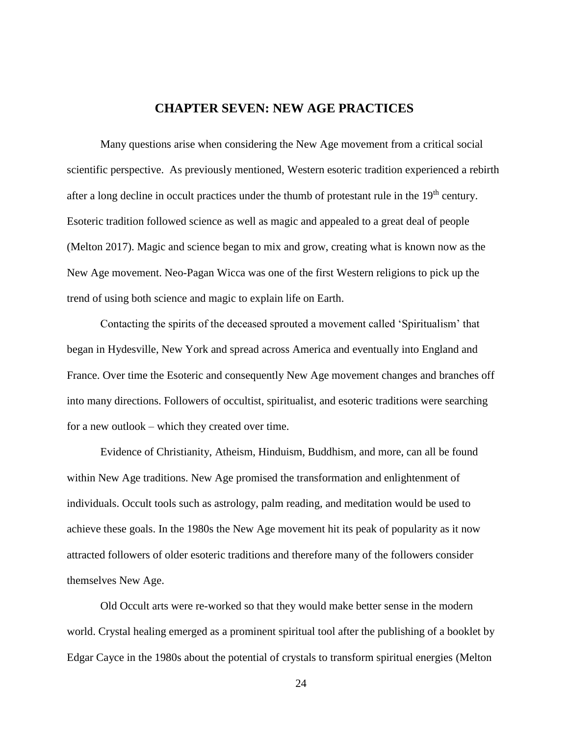# CHAPTER SEVEN: NEW AGE PRACTICES

Many questions arise when considering the New Age movement from a critical social scientific perspective. As previously mentioned, Western esoteric tradition experienced a rebirth after a long decline in occult practices under the thumb of protestant rule in the 19th century. Esoteric tradition followed science as well as magic and appealed to a great deal of people (Melton 2017). Magic and science began to mix and grow, creating what is known now as the New Age movement. Neo-Pagan Wicca was one of the first Western religions to pick up the trend of using both science and magic to explain life on Earth.

Contacting the spirits of the deceased sprouted a movement called 'Spiritualism' that began in Hydesville, New York and spread across America and eventually into England and France. Over time the Esoteric and consequently New Age movement changes and branches off into many directions. Followers of occultist, spiritualist, and esoteric traditions were searching for a new outlook – which they created over time.

Evidence of Christianity, Atheism, Hinduism, Buddhism, and more, can all be found within New Age traditions. New Age promised the transformation and enlightenment of individuals. Occult tools such as astrology, palm reading, and meditation would be used to achieve these goals. In the 1980s the New Age movement hit its peak of popularity as it now attracted followers of older esoteric traditions and therefore many of the followers consider themselves New Age.

Old Occult arts were re-worked so that they would make better sense in the modern world. Crystal healing emerged as a prominent spiritual tool after the publishing of a booklet by Edgar Cayce in the 1980s about the potential of crystals to transform spiritual energies (Melton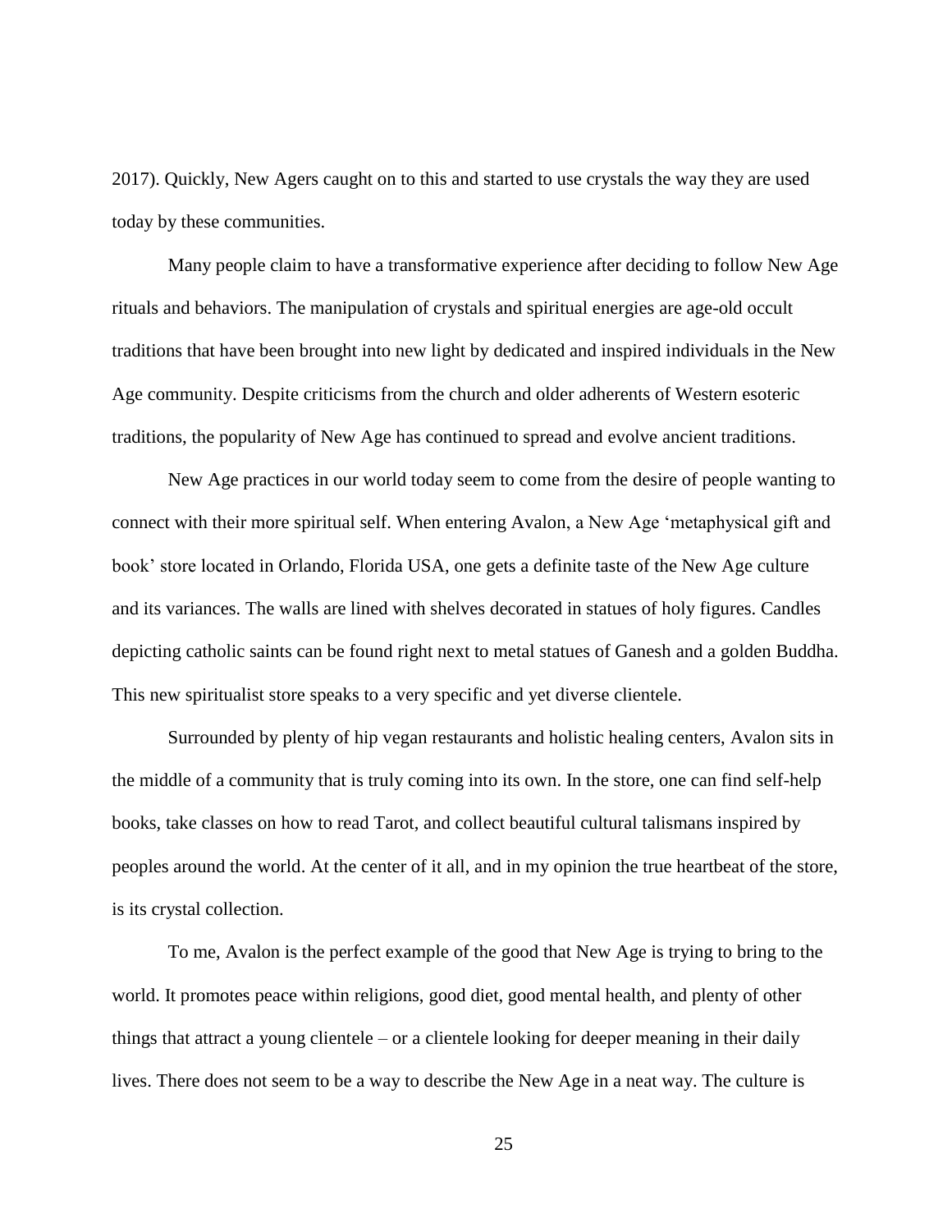2017). Quickly, New Agers caught on to this and started to use crystals the way they are used today by these communities.

Many people claim to have a transformative experience after deciding to follow New Age rituals and behaviors. The manipulation of crystals and spiritual energies are age-old occult traditions that have been brought into new light by dedicated and inspired individuals in the New Age community. Despite criticisms from the church and older adherents of Western esoteric traditions, the popularity of New Age has continued to spread and evolve ancient traditions.

New Age practices in our world today seem to come from the desire of people wanting to connect with their more spiritual self. When entering Avalon, a New Age 'metaphysical gift and book' store located in Orlando, Florida USA, one gets a definite taste of the New Age culture and its variances. The walls are lined with shelves decorated in statues of holy figures. Candles depicting catholic saints can be found right next to metal statues of Ganesh and a golden Buddha. This new spiritualist store speaks to a very specific and yet diverse clientele.

Surrounded by plenty of hip vegan restaurants and holistic healing centers, Avalon sits in the middle of a community that is truly coming into its own. In the store, one can find self-help books, take classes on how to read Tarot, and collect beautiful cultural talismans inspired by peoples around the world. At the center of it all, and in my opinion the true heartbeat of the store, is its crystal collection.

To me, Avalon is the perfect example of the good that New Age is trying to bring to the world. It promotes peace within religions, good diet, good mental health, and plenty of other things that attract a young clientele – or a clientele looking for deeper meaning in their daily lives. There does not seem to be a way to describe the New Age in a neat way. The culture is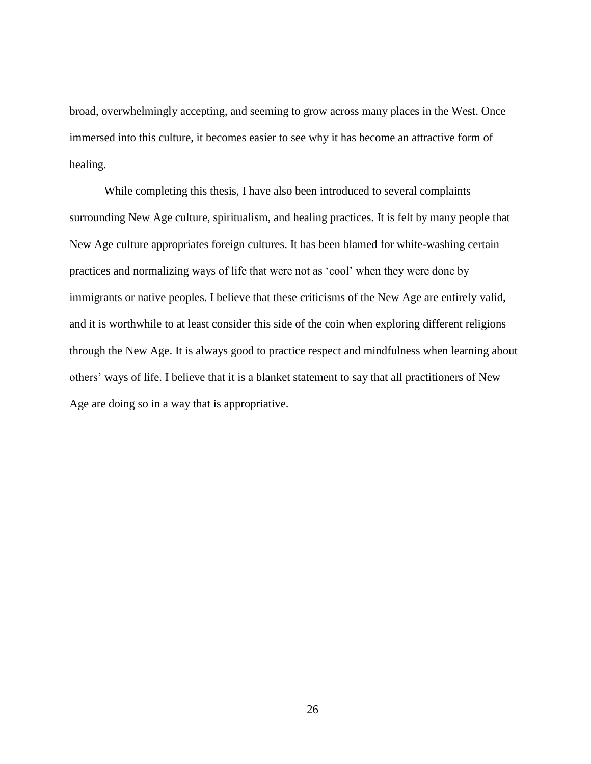broad, overwhelmingly accepting, and seeming to grow across many places in the West. Once immersed into this culture, it becomes easier to see why it has become an attractive form of healing.

While completing this thesis, I have also been introduced to several complaints surrounding New Age culture, spiritualism, and healing practices. It is felt by many people that New Age culture appropriates foreign cultures. It has been blamed for white-washing certain practices and normalizing ways of life that were not as 'cool' when they were done by immigrants or native peoples. I believe that these criticisms of the New Age are entirely valid, and it is worthwhile to at least consider this side of the coin when exploring different religions through the New Age. It is always good to practice respect and mindfulness when learning about others' ways of life. I believe that it is a blanket statement to say that all practitioners of New Age are doing so in a way that is appropriative.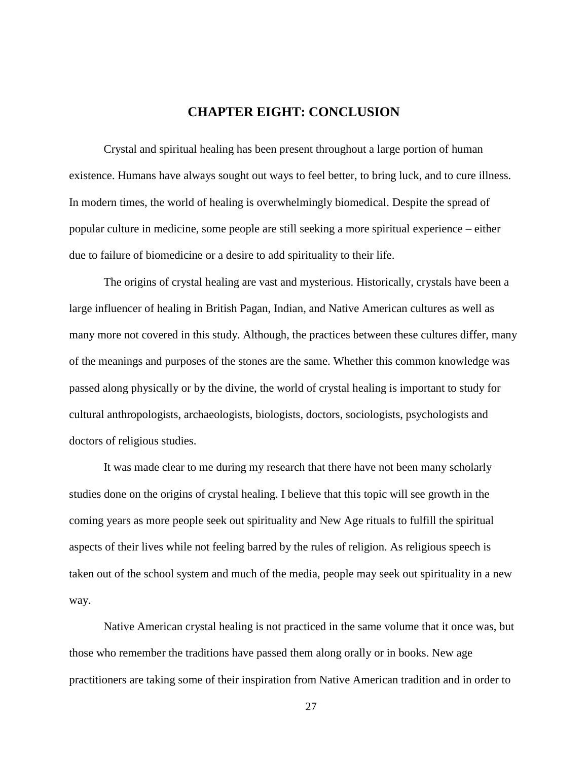# CHAPTER EIGHT: CONCLUSION

Crystal and spiritual healing has been present throughout a large portion of human existence. Humans have always sought out ways to feel better, to bring luck, and to cure illness. In modern times, the world of healing is overwhelmingly biomedical. Despite the spread of popular culture in medicine, some people are still seeking a more spiritual experience – either due to failure of biomedicine or a desire to add spirituality to their life.

The origins of crystal healing are vast and mysterious. Historically, crystals have been a large influencer of healing in British Pagan, Indian, and Native American cultures as well as many more not covered in this study. Although, the practices between these cultures differ, many of the meanings and purposes of the stones are the same. Whether this common knowledge was passed along physically or by the divine, the world of crystal healing is important to study for cultural anthropologists, archaeologists, biologists, doctors, sociologists, psychologists and doctors of religious studies.

It was made clear to me during my research that there have not been many scholarly studies done on the origins of crystal healing. I believe that this topic will see growth in the coming years as more people seek out spirituality and New Age rituals to fulfill the spiritual aspects of their lives while not feeling barred by the rules of religion. As religious speech is taken out of the school system and much of the media, people may seek out spirituality in a new way.

Native American crystal healing is not practiced in the same volume that it once was, but those who remember the traditions have passed them along orally or in books. New age practitioners are taking some of their inspiration from Native American tradition and in order to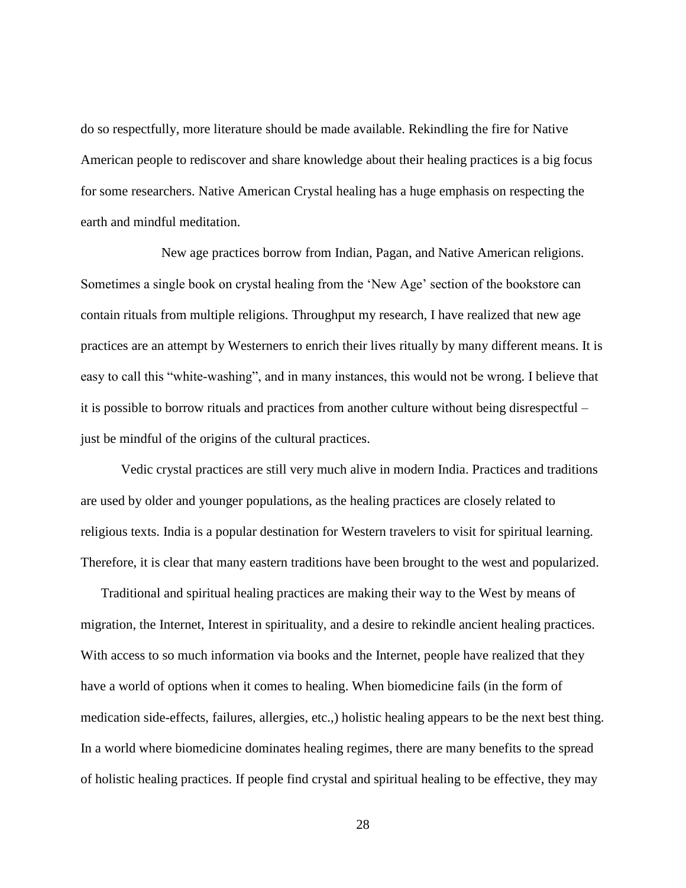do so respectfully, more literature should be made available. Rekindling the fire for Native American people to rediscover and share knowledge about their healing practices is a big focus for some researchers. Native American Crystal healing has a huge emphasis on respecting the earth and mindful meditation.

New age practices borrow from Indian, Pagan, and Native American religions. Sometimes a single book on crystal healing from the 'New Age' section of the bookstore can contain rituals from multiple religions. Throughput my research, I have realized that new age practices are an attempt by Westerners to enrich their lives ritually by many different means. It is easy to call this "white-washing", and in many instances, this would not be wrong. I believe that it is possible to borrow rituals and practices from another culture without being disrespectful – just be mindful of the origins of the cultural practices.

Vedic crystal practices are still very much alive in modern India. Practices and traditions are used by older and younger populations, as the healing practices are closely related to religious texts. India is a popular destination for Western travelers to visit for spiritual learning. Therefore, it is clear that many eastern traditions have been brought to the west and popularized.

Traditional and spiritual healing practices are making their way to the West by means of migration, the Internet, Interest in spirituality, and a desire to rekindle ancient healing practices. With access to so much information via books and the Internet, people have realized that they have a world of options when it comes to healing. When biomedicine fails (in the form of medication side-effects, failures, allergies, etc.,) holistic healing appears to be the next best thing. In a world where biomedicine dominates healing regimes, there are many benefits to the spread of holistic healing practices. If people find crystal and spiritual healing to be effective, they may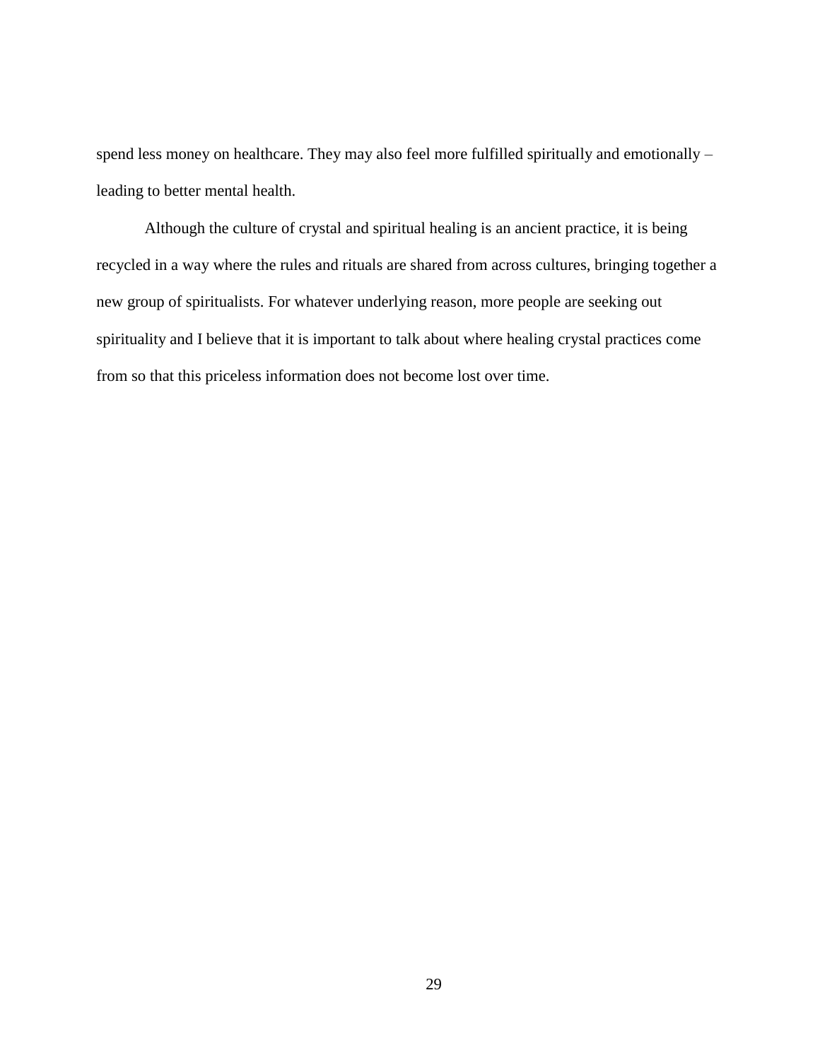spend less money on healthcare. They may also feel more fulfilled spiritually and emotionally – leading to better mental health.

Although the culture of crystal and spiritual healing is an ancient practice, it is being recycled in a way where the rules and rituals are shared from across cultures, bringing together a new group of spiritualists. For whatever underlying reason, more people are seeking out spirituality and I believe that it is important to talk about where healing crystal practices come from so that this priceless information does not become lost over time.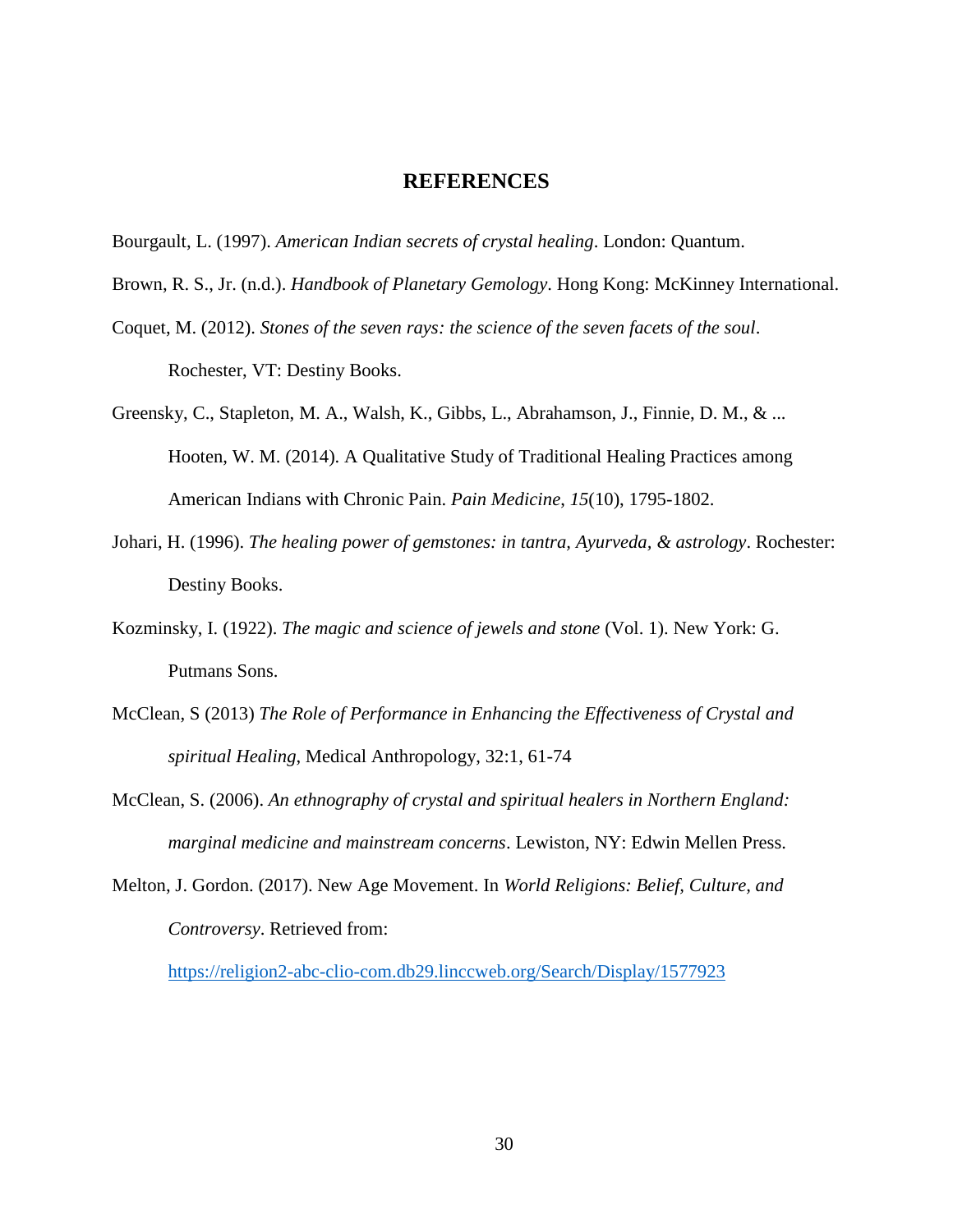# REFERENCES

Bourgault, L. (1997). *American Indian secrets of crystal healing*. London: Quantum.

Brown, R. S., Jr. (n.d.). *Handbook of Planetary Gemology*. Hong Kong: McKinney International.

Coquet, M. (2012). *Stones of the seven rays: the science of the seven facets of the soul*. Rochester, VT: Destiny Books.

Greensky, C., Stapleton, M. A., Walsh, K., Gibbs, L., Abrahamson, J., Finnie, D. M., & ... Hooten, W. M. (2014). A Qualitative Study of Traditional Healing Practices among American Indians with Chronic Pain. *Pain Medicine*, *15*(10), 1795-1802.

Johari, H. (1996). *The healing power of gemstones: in tantra, Ayurveda, & astrology*. Rochester: Destiny Books.

Kozminsky, I. (1922). *The magic and science of jewels and stone* (Vol. 1). New York: G. Putmans Sons.

McClean, S (2013) *The Role of Performance in Enhancing the Effectiveness of Crystal and spiritual Healing*, Medical Anthropology, 32:1, 61-74

McClean, S. (2006). *An ethnography of crystal and spiritual healers in Northern England: marginal medicine and mainstream concerns*. Lewiston, NY: Edwin Mellen Press.

Melton, J. Gordon. (2017). New Age Movement. In *World Religions: Belief, Culture, and Controversy*. Retrieved from: https://religion2-abc-clio-com.db29.linccweb.org/Search/Display/1577923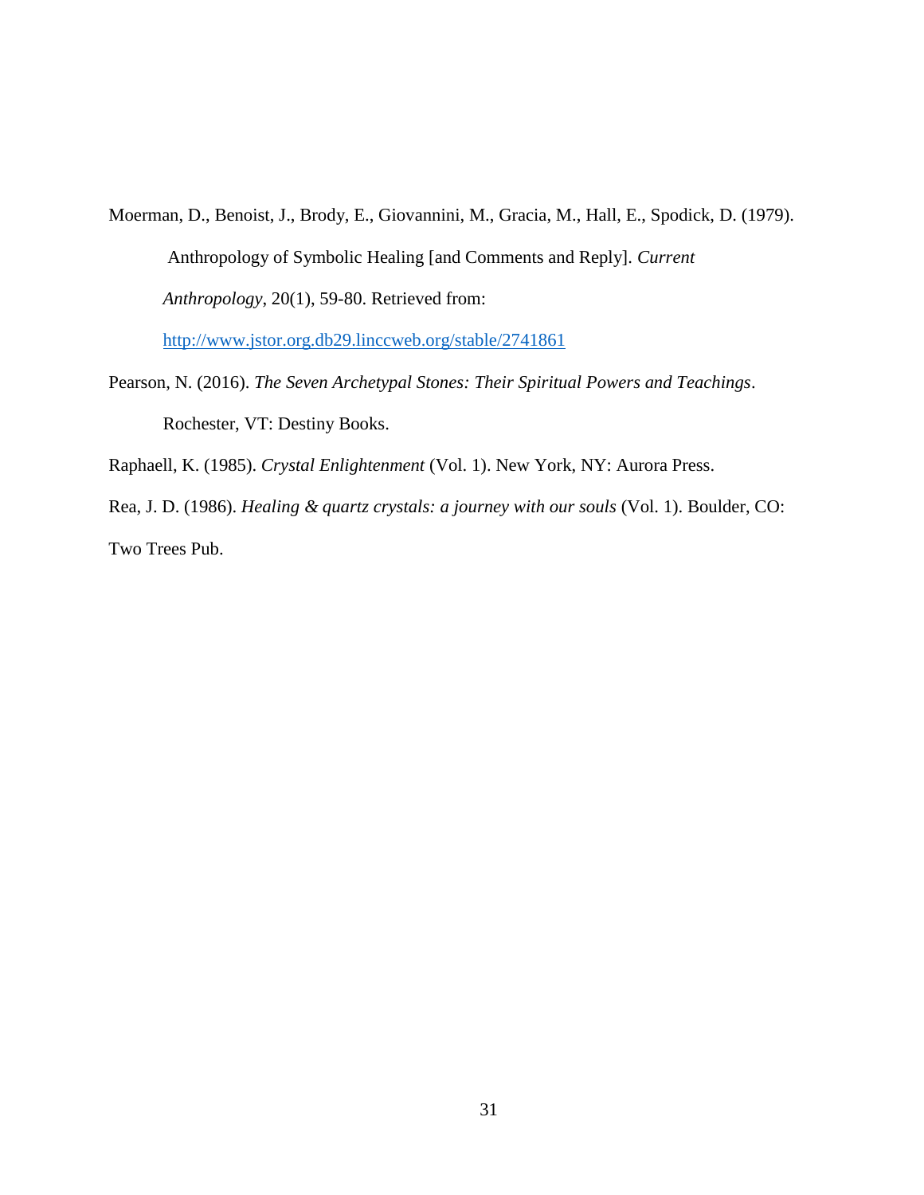Moerman, D., Benoist, J., Brody, E., Giovannini, M., Gracia, M., Hall, E., Spodick, D. (1979). Anthropology of Symbolic Healing [and Comments and Reply]. *Current Anthropology*, 20(1), 59-80. Retrieved from: http://www.jstor.org.db29.linccweb.org/stable/2741861

Pearson, N. (2016). *The Seven Archetypal Stones: Their Spiritual Powers and Teachings*. Rochester, VT: Destiny Books.

Raphaell, K. (1985). *Crystal Enlightenment* (Vol. 1). New York, NY: Aurora Press.

Rea, J. D. (1986). *Healing & quartz crystals: a journey with our souls* (Vol. 1). Boulder, CO: Two Trees Pub.